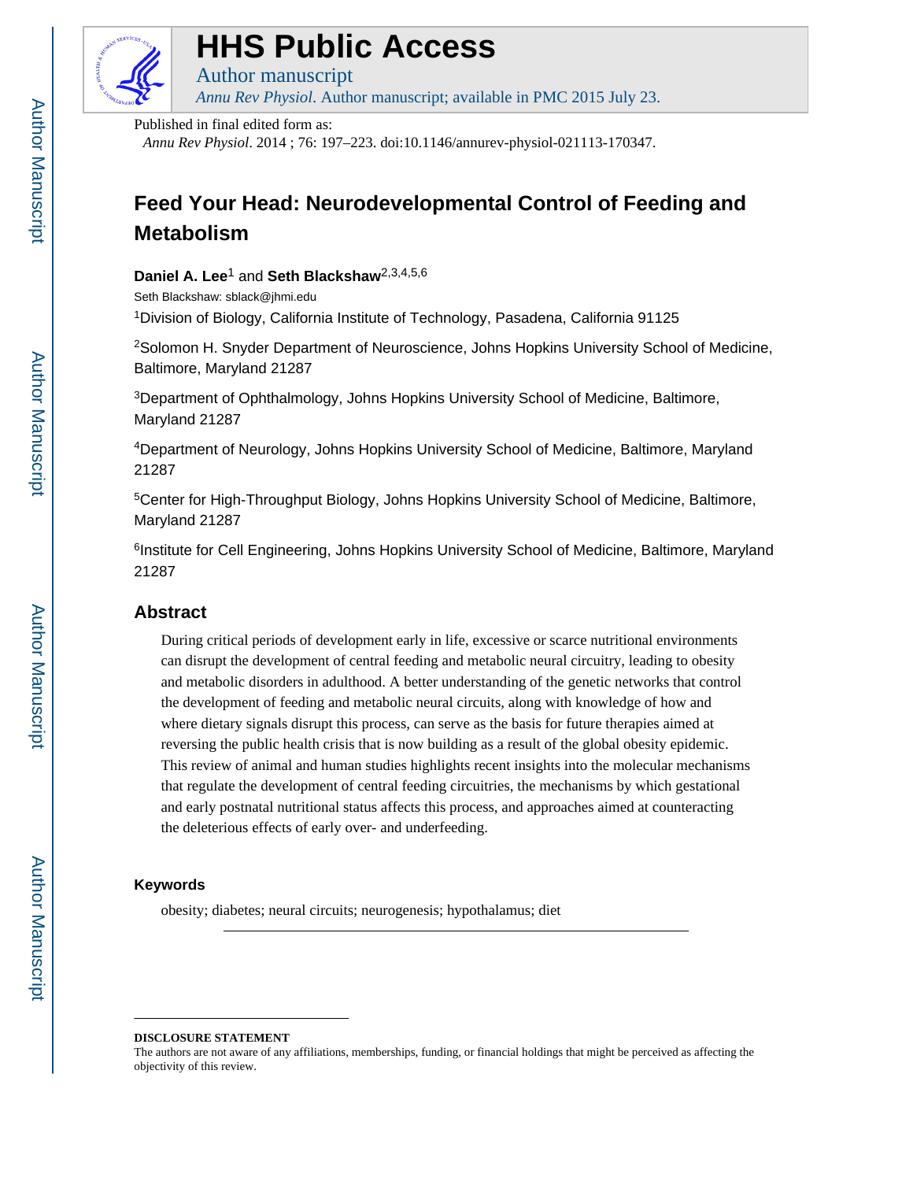# HHS Public Access

Author manuscript

*Annu Rev Physiol*. Author manuscript; available in PMC 2015 July 23.

Published in final edited form as:

*Annu Rev Physiol*. 2014 ; 76: 197–223. doi:10.1146/annurev-physiol-021113-170347.

# Feed Your Head: Neurodevelopmental Control of Feeding and Metabolism

**Daniel A. Lee**[1] and **Seth Blackshaw**[2,3,4,5,6]

Seth Blackshaw: sblack@jhmi.edu

[1]Division of Biology, California Institute of Technology, Pasadena, California 91125

[2]Solomon H. Snyder Department of Neuroscience, Johns Hopkins University School of Medicine, Baltimore, Maryland 21287

[3]Department of Ophthalmology, Johns Hopkins University School of Medicine, Baltimore, Maryland 21287

[4]Department of Neurology, Johns Hopkins University School of Medicine, Baltimore, Maryland 21287

[5]Center for High-Throughput Biology, Johns Hopkins University School of Medicine, Baltimore, Maryland 21287

[6]Institute for Cell Engineering, Johns Hopkins University School of Medicine, Baltimore, Maryland 21287

## Abstract

During critical periods of development early in life, excessive or scarce nutritional environments can disrupt the development of central feeding and metabolic neural circuitry, leading to obesity and metabolic disorders in adulthood. A better understanding of the genetic networks that control the development of feeding and metabolic neural circuits, along with knowledge of how and where dietary signals disrupt this process, can serve as the basis for future therapies aimed at reversing the public health crisis that is now building as a result of the global obesity epidemic. This review of animal and human studies highlights recent insights into the molecular mechanisms that regulate the development of central feeding circuitries, the mechanisms by which gestational and early postnatal nutritional status affects this process, and approaches aimed at counteracting the deleterious effects of early over- and underfeeding.

### Keywords

obesity; diabetes; neural circuits; neurogenesis; hypothalamus; diet

---

**DISCLOSURE STATEMENT**

The authors are not aware of any affiliations, memberships, funding, or financial holdings that might be perceived as affecting the objectivity of this review.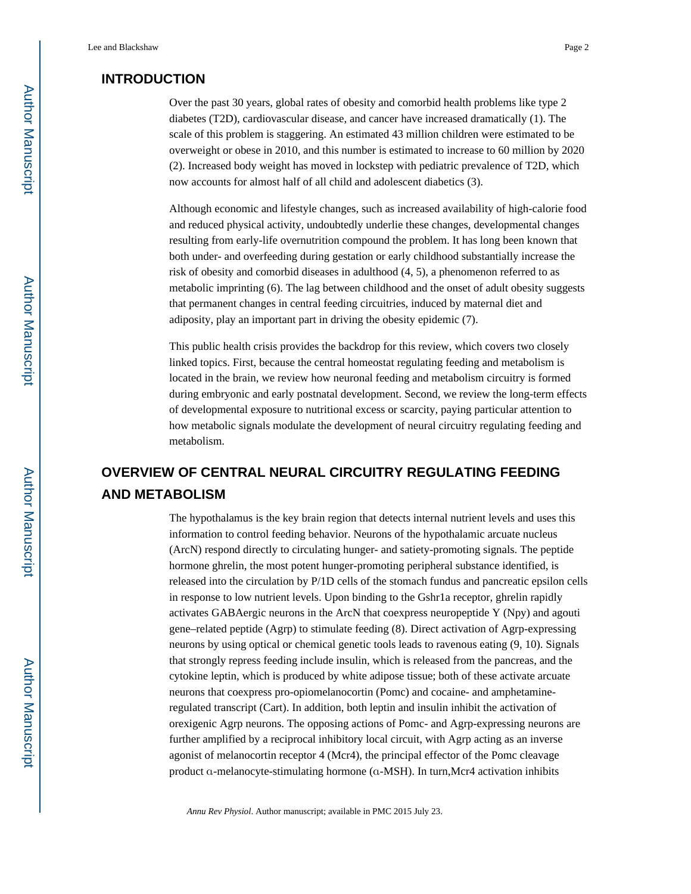## INTRODUCTION

Over the past 30 years, global rates of obesity and comorbid health problems like type 2 diabetes (T2D), cardiovascular disease, and cancer have increased dramatically (1). The scale of this problem is staggering. An estimated 43 million children were estimated to be overweight or obese in 2010, and this number is estimated to increase to 60 million by 2020 (2). Increased body weight has moved in lockstep with pediatric prevalence of T2D, which now accounts for almost half of all child and adolescent diabetics (3).

Although economic and lifestyle changes, such as increased availability of high-calorie food and reduced physical activity, undoubtedly underlie these changes, developmental changes resulting from early-life overnutrition compound the problem. It has long been known that both under- and overfeeding during gestation or early childhood substantially increase the risk of obesity and comorbid diseases in adulthood (4, 5), a phenomenon referred to as metabolic imprinting (6). The lag between childhood and the onset of adult obesity suggests that permanent changes in central feeding circuitries, induced by maternal diet and adiposity, play an important part in driving the obesity epidemic (7).

This public health crisis provides the backdrop for this review, which covers two closely linked topics. First, because the central homeostat regulating feeding and metabolism is located in the brain, we review how neuronal feeding and metabolism circuitry is formed during embryonic and early postnatal development. Second, we review the long-term effects of developmental exposure to nutritional excess or scarcity, paying particular attention to how metabolic signals modulate the development of neural circuitry regulating feeding and metabolism.

## OVERVIEW OF CENTRAL NEURAL CIRCUITRY REGULATING FEEDING AND METABOLISM

The hypothalamus is the key brain region that detects internal nutrient levels and uses this information to control feeding behavior. Neurons of the hypothalamic arcuate nucleus (ArcN) respond directly to circulating hunger- and satiety-promoting signals. The peptide hormone ghrelin, the most potent hunger-promoting peripheral substance identified, is released into the circulation by P/1D cells of the stomach fundus and pancreatic epsilon cells in response to low nutrient levels. Upon binding to the Gshr1a receptor, ghrelin rapidly activates GABAergic neurons in the ArcN that coexpress neuropeptide Y (Npy) and agouti gene–related peptide (Agrp) to stimulate feeding (8). Direct activation of Agrp-expressing neurons by using optical or chemical genetic tools leads to ravenous eating (9, 10). Signals that strongly repress feeding include insulin, which is released from the pancreas, and the cytokine leptin, which is produced by white adipose tissue; both of these activate arcuate neurons that coexpress pro-opiomelanocortin (Pomc) and cocaine- and amphetamine-regulated transcript (Cart). In addition, both leptin and insulin inhibit the activation of orexigenic Agrp neurons. The opposing actions of Pomc- and Agrp-expressing neurons are further amplified by a reciprocal inhibitory local circuit, with Agrp acting as an inverse agonist of melanocortin receptor 4 (Mcr4), the principal effector of the Pomc cleavage product α-melanocyte-stimulating hormone (α-MSH). In turn,Mcr4 activation inhibits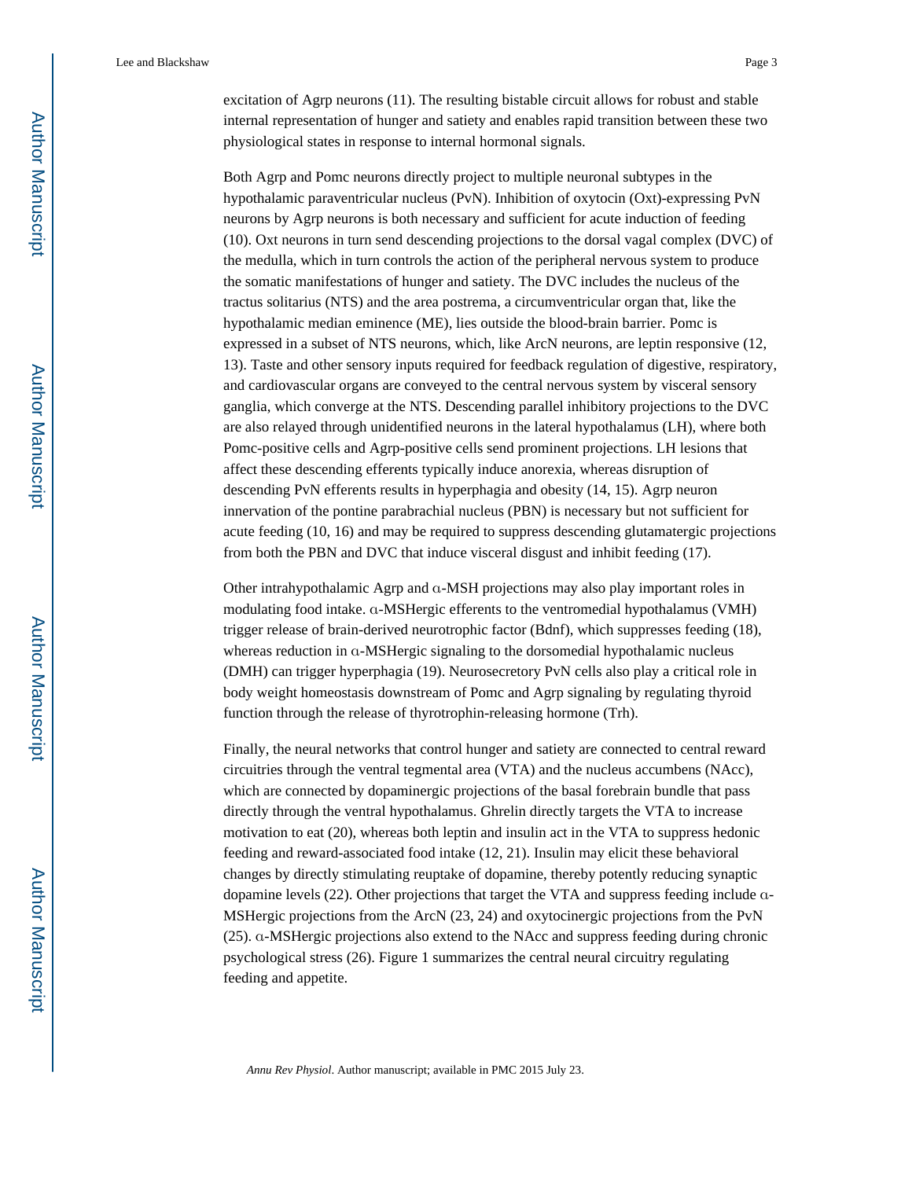excitation of Agrp neurons (11). The resulting bistable circuit allows for robust and stable internal representation of hunger and satiety and enables rapid transition between these two physiological states in response to internal hormonal signals.

Both Agrp and Pomc neurons directly project to multiple neuronal subtypes in the hypothalamic paraventricular nucleus (PvN). Inhibition of oxytocin (Oxt)-expressing PvN neurons by Agrp neurons is both necessary and sufficient for acute induction of feeding (10). Oxt neurons in turn send descending projections to the dorsal vagal complex (DVC) of the medulla, which in turn controls the action of the peripheral nervous system to produce the somatic manifestations of hunger and satiety. The DVC includes the nucleus of the tractus solitarius (NTS) and the area postrema, a circumventricular organ that, like the hypothalamic median eminence (ME), lies outside the blood-brain barrier. Pomc is expressed in a subset of NTS neurons, which, like ArcN neurons, are leptin responsive (12, 13). Taste and other sensory inputs required for feedback regulation of digestive, respiratory, and cardiovascular organs are conveyed to the central nervous system by visceral sensory ganglia, which converge at the NTS. Descending parallel inhibitory projections to the DVC are also relayed through unidentified neurons in the lateral hypothalamus (LH), where both Pomc-positive cells and Agrp-positive cells send prominent projections. LH lesions that affect these descending efferents typically induce anorexia, whereas disruption of descending PvN efferents results in hyperphagia and obesity (14, 15). Agrp neuron innervation of the pontine parabrachial nucleus (PBN) is necessary but not sufficient for acute feeding (10, 16) and may be required to suppress descending glutamatergic projections from both the PBN and DVC that induce visceral disgust and inhibit feeding (17).

Other intrahypothalamic Agrp and α-MSH projections may also play important roles in modulating food intake. α-MSHergic efferents to the ventromedial hypothalamus (VMH) trigger release of brain-derived neurotrophic factor (Bdnf), which suppresses feeding (18), whereas reduction in α-MSHergic signaling to the dorsomedial hypothalamic nucleus (DMH) can trigger hyperphagia (19). Neurosecretory PvN cells also play a critical role in body weight homeostasis downstream of Pomc and Agrp signaling by regulating thyroid function through the release of thyrotrophin-releasing hormone (Trh).

Finally, the neural networks that control hunger and satiety are connected to central reward circuitries through the ventral tegmental area (VTA) and the nucleus accumbens (NAcc), which are connected by dopaminergic projections of the basal forebrain bundle that pass directly through the ventral hypothalamus. Ghrelin directly targets the VTA to increase motivation to eat (20), whereas both leptin and insulin act in the VTA to suppress hedonic feeding and reward-associated food intake (12, 21). Insulin may elicit these behavioral changes by directly stimulating reuptake of dopamine, thereby potently reducing synaptic dopamine levels (22). Other projections that target the VTA and suppress feeding include α-MSHergic projections from the ArcN (23, 24) and oxytocinergic projections from the PvN (25). α-MSHergic projections also extend to the NAcc and suppress feeding during chronic psychological stress (26). Figure 1 summarizes the central neural circuitry regulating feeding and appetite.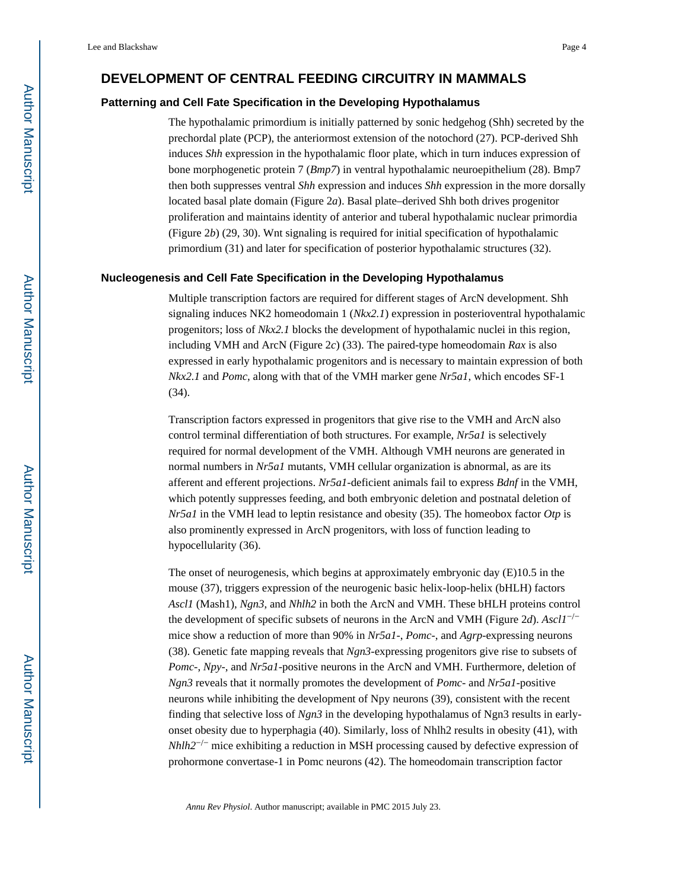# DEVELOPMENT OF CENTRAL FEEDING CIRCUITRY IN MAMMALS

## Patterning and Cell Fate Specification in the Developing Hypothalamus

The hypothalamic primordium is initially patterned by sonic hedgehog (Shh) secreted by the prechordal plate (PCP), the anteriormost extension of the notochord (27). PCP-derived Shh induces *Shh* expression in the hypothalamic floor plate, which in turn induces expression of bone morphogenetic protein 7 (*Bmp7*) in ventral hypothalamic neuroepithelium (28). Bmp7 then both suppresses ventral *Shh* expression and induces *Shh* expression in the more dorsally located basal plate domain (Figure 2*a*). Basal plate–derived Shh both drives progenitor proliferation and maintains identity of anterior and tuberal hypothalamic nuclear primordia (Figure 2*b*) (29, 30). Wnt signaling is required for initial specification of hypothalamic primordium (31) and later for specification of posterior hypothalamic structures (32).

## Nucleogenesis and Cell Fate Specification in the Developing Hypothalamus

Multiple transcription factors are required for different stages of ArcN development. Shh signaling induces NK2 homeodomain 1 (*Nkx2.1*) expression in posterioventral hypothalamic progenitors; loss of *Nkx2.1* blocks the development of hypothalamic nuclei in this region, including VMH and ArcN (Figure 2*c*) (33). The paired-type homeodomain *Rax* is also expressed in early hypothalamic progenitors and is necessary to maintain expression of both *Nkx2.1* and *Pomc*, along with that of the VMH marker gene *Nr5a1*, which encodes SF-1 (34).

Transcription factors expressed in progenitors that give rise to the VMH and ArcN also control terminal differentiation of both structures. For example, *Nr5a1* is selectively required for normal development of the VMH. Although VMH neurons are generated in normal numbers in *Nr5a1* mutants, VMH cellular organization is abnormal, as are its afferent and efferent projections. *Nr5a1*-deficient animals fail to express *Bdnf* in the VMH, which potently suppresses feeding, and both embryonic deletion and postnatal deletion of *Nr5a1* in the VMH lead to leptin resistance and obesity (35). The homeobox factor *Otp* is also prominently expressed in ArcN progenitors, with loss of function leading to hypocellularity (36).

The onset of neurogenesis, which begins at approximately embryonic day (E)10.5 in the mouse (37), triggers expression of the neurogenic basic helix-loop-helix (bHLH) factors *Ascl1* (Mash1), *Ngn3*, and *Nhlh2* in both the ArcN and VMH. These bHLH proteins control the development of specific subsets of neurons in the ArcN and VMH (Figure 2*d*). *Ascl1*$^{-/-}$ mice show a reduction of more than 90% in *Nr5a1*-, *Pomc*-, and *Agrp*-expressing neurons (38). Genetic fate mapping reveals that *Ngn3*-expressing progenitors give rise to subsets of *Pomc*-, *Npy*-, and *Nr5a1*-positive neurons in the ArcN and VMH. Furthermore, deletion of *Ngn3* reveals that it normally promotes the development of *Pomc*- and *Nr5a1*-positive neurons while inhibiting the development of Npy neurons (39), consistent with the recent finding that selective loss of *Ngn3* in the developing hypothalamus of Ngn3 results in early-onset obesity due to hyperphagia (40). Similarly, loss of Nhlh2 results in obesity (41), with *Nhlh2*$^{-/-}$ mice exhibiting a reduction in MSH processing caused by defective expression of prohormone convertase-1 in Pomc neurons (42). The homeodomain transcription factor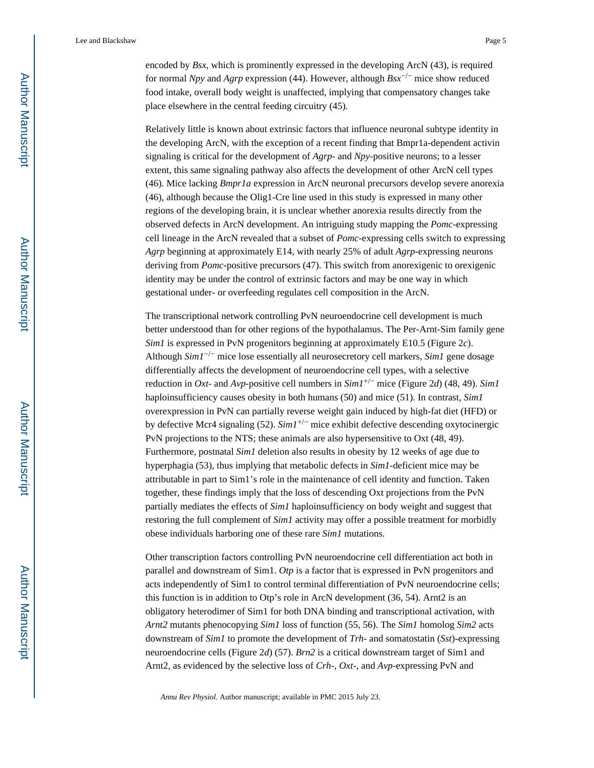encoded by *Bsx*, which is prominently expressed in the developing ArcN (43), is required for normal *Npy* and *Agrp* expression (44). However, although *Bsx*$^{-/-}$ mice show reduced food intake, overall body weight is unaffected, implying that compensatory changes take place elsewhere in the central feeding circuitry (45).

Relatively little is known about extrinsic factors that influence neuronal subtype identity in the developing ArcN, with the exception of a recent finding that Bmpr1a-dependent activin signaling is critical for the development of *Agrp*- and *Npy*-positive neurons; to a lesser extent, this same signaling pathway also affects the development of other ArcN cell types (46). Mice lacking *Bmpr1a* expression in ArcN neuronal precursors develop severe anorexia (46), although because the Olig1-Cre line used in this study is expressed in many other regions of the developing brain, it is unclear whether anorexia results directly from the observed defects in ArcN development. An intriguing study mapping the *Pomc*-expressing cell lineage in the ArcN revealed that a subset of *Pomc*-expressing cells switch to expressing *Agrp* beginning at approximately E14, with nearly 25% of adult *Agrp*-expressing neurons deriving from *Pomc*-positive precursors (47). This switch from anorexigenic to orexigenic identity may be under the control of extrinsic factors and may be one way in which gestational under- or overfeeding regulates cell composition in the ArcN.

The transcriptional network controlling PvN neuroendocrine cell development is much better understood than for other regions of the hypothalamus. The Per-Arnt-Sim family gene *Sim1* is expressed in PvN progenitors beginning at approximately E10.5 (Figure 2*c*). Although *Sim1*$^{-/-}$ mice lose essentially all neurosecretory cell markers, *Sim1* gene dosage differentially affects the development of neuroendocrine cell types, with a selective reduction in *Oxt*- and *Avp*-positive cell numbers in *Sim1*$^{+/-}$ mice (Figure 2*d*) (48, 49). *Sim1* haploinsufficiency causes obesity in both humans (50) and mice (51). In contrast, *Sim1* overexpression in PvN can partially reverse weight gain induced by high-fat diet (HFD) or by defective Mcr4 signaling (52). *Sim1*$^{+/-}$ mice exhibit defective descending oxytocinergic PvN projections to the NTS; these animals are also hypersensitive to Oxt (48, 49). Furthermore, postnatal *Sim1* deletion also results in obesity by 12 weeks of age due to hyperphagia (53), thus implying that metabolic defects in *Sim1*-deficient mice may be attributable in part to Sim1's role in the maintenance of cell identity and function. Taken together, these findings imply that the loss of descending Oxt projections from the PvN partially mediates the effects of *Sim1* haploinsufficiency on body weight and suggest that restoring the full complement of *Sim1* activity may offer a possible treatment for morbidly obese individuals harboring one of these rare *Sim1* mutations.

Other transcription factors controlling PvN neuroendocrine cell differentiation act both in parallel and downstream of Sim1. *Otp* is a factor that is expressed in PvN progenitors and acts independently of Sim1 to control terminal differentiation of PvN neuroendocrine cells; this function is in addition to Otp's role in ArcN development (36, 54). Arnt2 is an obligatory heterodimer of Sim1 for both DNA binding and transcriptional activation, with *Arnt2* mutants phenocopying *Sim1* loss of function (55, 56). The *Sim1* homolog *Sim2* acts downstream of *Sim1* to promote the development of *Trh*- and somatostatin (*Sst*)-expressing neuroendocrine cells (Figure 2*d*) (57). *Brn2* is a critical downstream target of Sim1 and Arnt2, as evidenced by the selective loss of *Crh*-, *Oxt*-, and *Avp*-expressing PvN and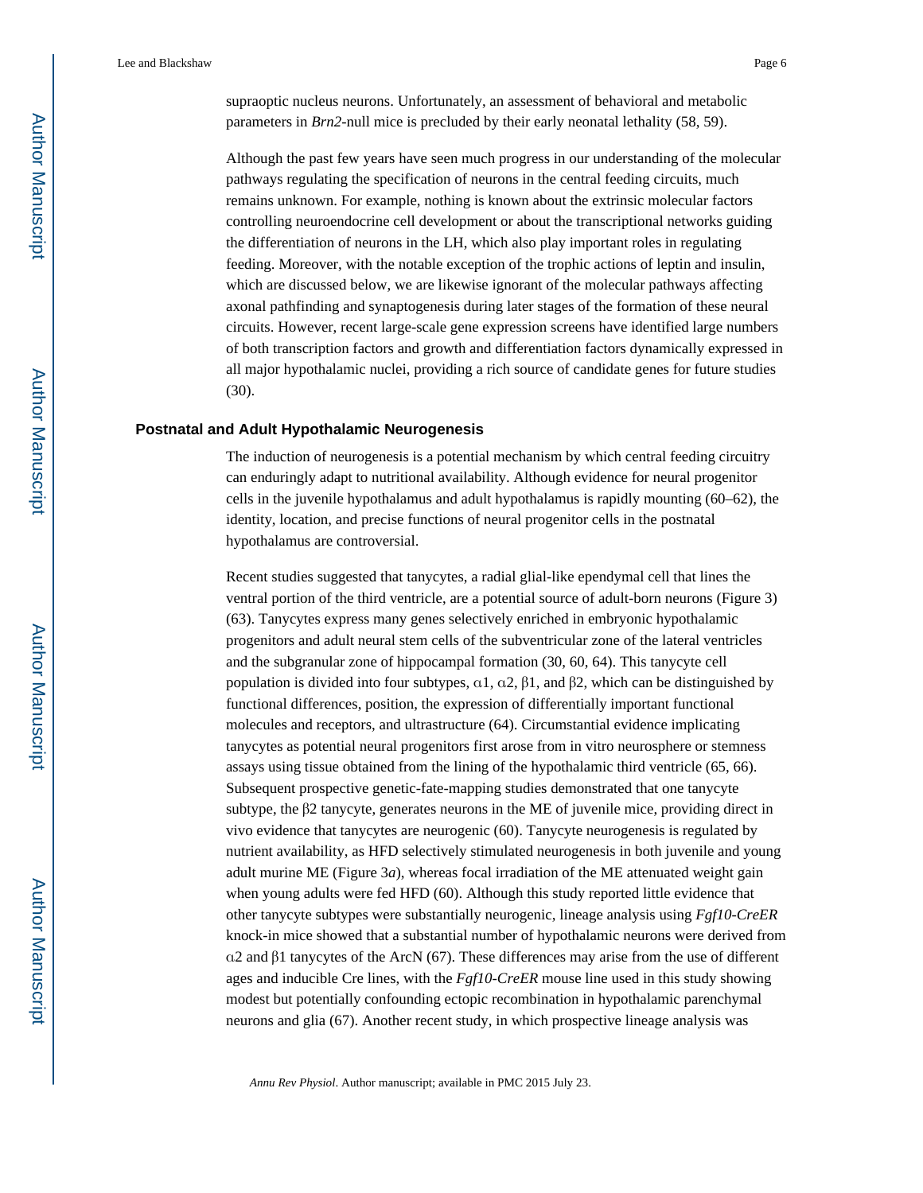supraoptic nucleus neurons. Unfortunately, an assessment of behavioral and metabolic parameters in *Brn2*-null mice is precluded by their early neonatal lethality (58, 59).

Although the past few years have seen much progress in our understanding of the molecular pathways regulating the specification of neurons in the central feeding circuits, much remains unknown. For example, nothing is known about the extrinsic molecular factors controlling neuroendocrine cell development or about the transcriptional networks guiding the differentiation of neurons in the LH, which also play important roles in regulating feeding. Moreover, with the notable exception of the trophic actions of leptin and insulin, which are discussed below, we are likewise ignorant of the molecular pathways affecting axonal pathfinding and synaptogenesis during later stages of the formation of these neural circuits. However, recent large-scale gene expression screens have identified large numbers of both transcription factors and growth and differentiation factors dynamically expressed in all major hypothalamic nuclei, providing a rich source of candidate genes for future studies (30).

## Postnatal and Adult Hypothalamic Neurogenesis

The induction of neurogenesis is a potential mechanism by which central feeding circuitry can enduringly adapt to nutritional availability. Although evidence for neural progenitor cells in the juvenile hypothalamus and adult hypothalamus is rapidly mounting (60–62), the identity, location, and precise functions of neural progenitor cells in the postnatal hypothalamus are controversial.

Recent studies suggested that tanycytes, a radial glial-like ependymal cell that lines the ventral portion of the third ventricle, are a potential source of adult-born neurons (Figure 3) (63). Tanycytes express many genes selectively enriched in embryonic hypothalamic progenitors and adult neural stem cells of the subventricular zone of the lateral ventricles and the subgranular zone of hippocampal formation (30, 60, 64). This tanycyte cell population is divided into four subtypes, α1, α2, β1, and β2, which can be distinguished by functional differences, position, the expression of differentially important functional molecules and receptors, and ultrastructure (64). Circumstantial evidence implicating tanycytes as potential neural progenitors first arose from in vitro neurosphere or stemness assays using tissue obtained from the lining of the hypothalamic third ventricle (65, 66). Subsequent prospective genetic-fate-mapping studies demonstrated that one tanycyte subtype, the β2 tanycyte, generates neurons in the ME of juvenile mice, providing direct in vivo evidence that tanycytes are neurogenic (60). Tanycyte neurogenesis is regulated by nutrient availability, as HFD selectively stimulated neurogenesis in both juvenile and young adult murine ME (Figure 3*a*), whereas focal irradiation of the ME attenuated weight gain when young adults were fed HFD (60). Although this study reported little evidence that other tanycyte subtypes were substantially neurogenic, lineage analysis using *Fgf10-CreER* knock-in mice showed that a substantial number of hypothalamic neurons were derived from α2 and β1 tanycytes of the ArcN (67). These differences may arise from the use of different ages and inducible Cre lines, with the *Fgf10-CreER* mouse line used in this study showing modest but potentially confounding ectopic recombination in hypothalamic parenchymal neurons and glia (67). Another recent study, in which prospective lineage analysis was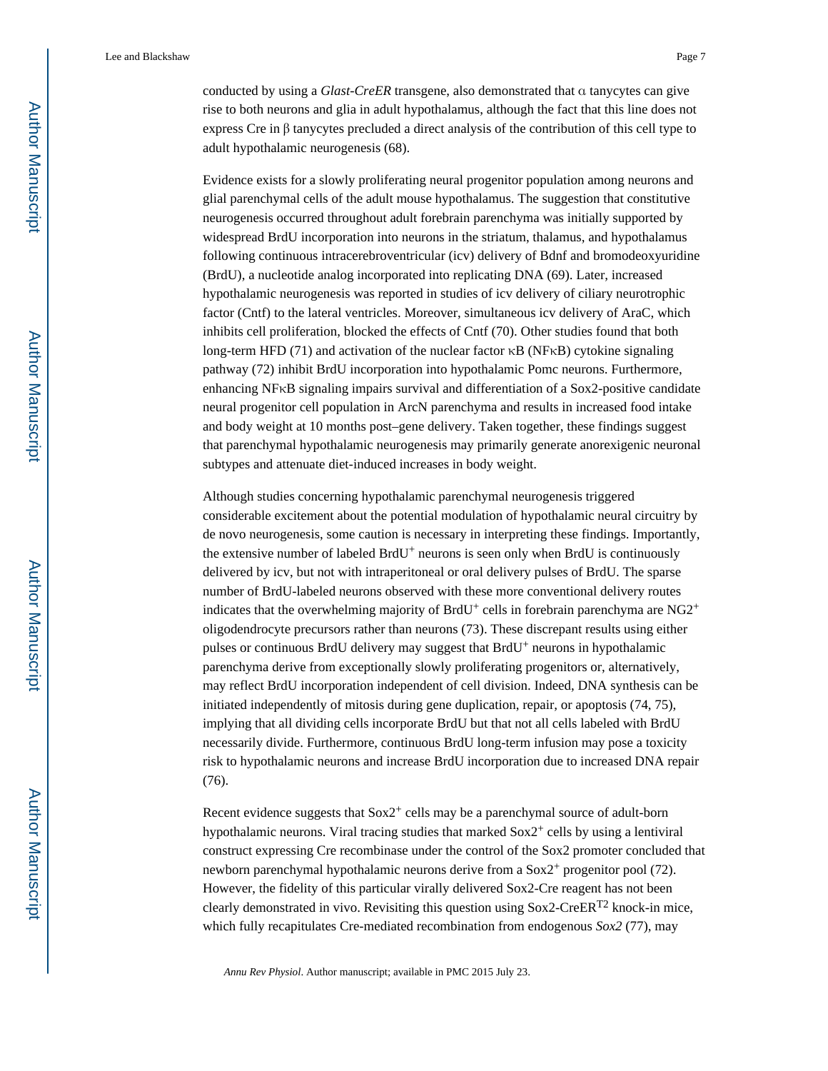conducted by using a *Glast-CreER* transgene, also demonstrated that α tanycytes can give rise to both neurons and glia in adult hypothalamus, although the fact that this line does not express Cre in β tanycytes precluded a direct analysis of the contribution of this cell type to adult hypothalamic neurogenesis (68).

Evidence exists for a slowly proliferating neural progenitor population among neurons and glial parenchymal cells of the adult mouse hypothalamus. The suggestion that constitutive neurogenesis occurred throughout adult forebrain parenchyma was initially supported by widespread BrdU incorporation into neurons in the striatum, thalamus, and hypothalamus following continuous intracerebroventricular (icv) delivery of Bdnf and bromodeoxyuridine (BrdU), a nucleotide analog incorporated into replicating DNA (69). Later, increased hypothalamic neurogenesis was reported in studies of icv delivery of ciliary neurotrophic factor (Cntf) to the lateral ventricles. Moreover, simultaneous icv delivery of AraC, which inhibits cell proliferation, blocked the effects of Cntf (70). Other studies found that both long-term HFD (71) and activation of the nuclear factor κB (NFκB) cytokine signaling pathway (72) inhibit BrdU incorporation into hypothalamic Pomc neurons. Furthermore, enhancing NFκB signaling impairs survival and differentiation of a Sox2-positive candidate neural progenitor cell population in ArcN parenchyma and results in increased food intake and body weight at 10 months post–gene delivery. Taken together, these findings suggest that parenchymal hypothalamic neurogenesis may primarily generate anorexigenic neuronal subtypes and attenuate diet-induced increases in body weight.

Although studies concerning hypothalamic parenchymal neurogenesis triggered considerable excitement about the potential modulation of hypothalamic neural circuitry by de novo neurogenesis, some caution is necessary in interpreting these findings. Importantly, the extensive number of labeled $BrdU^+$ neurons is seen only when BrdU is continuously delivered by icv, but not with intraperitoneal or oral delivery pulses of BrdU. The sparse number of BrdU-labeled neurons observed with these more conventional delivery routes indicates that the overwhelming majority of $BrdU^+$ cells in forebrain parenchyma are $NG2^+$ oligodendrocyte precursors rather than neurons (73). These discrepant results using either pulses or continuous BrdU delivery may suggest that $BrdU^+$ neurons in hypothalamic parenchyma derive from exceptionally slowly proliferating progenitors or, alternatively, may reflect BrdU incorporation independent of cell division. Indeed, DNA synthesis can be initiated independently of mitosis during gene duplication, repair, or apoptosis (74, 75), implying that all dividing cells incorporate BrdU but that not all cells labeled with BrdU necessarily divide. Furthermore, continuous BrdU long-term infusion may pose a toxicity risk to hypothalamic neurons and increase BrdU incorporation due to increased DNA repair (76).

Recent evidence suggests that $Sox2^+$ cells may be a parenchymal source of adult-born hypothalamic neurons. Viral tracing studies that marked $Sox2^+$ cells by using a lentiviral construct expressing Cre recombinase under the control of the Sox2 promoter concluded that newborn parenchymal hypothalamic neurons derive from a $Sox2^+$ progenitor pool (72). However, the fidelity of this particular virally delivered Sox2-Cre reagent has not been clearly demonstrated in vivo. Revisiting this question using Sox2-$CreER^{T2}$ knock-in mice, which fully recapitulates Cre-mediated recombination from endogenous *Sox2* (77), may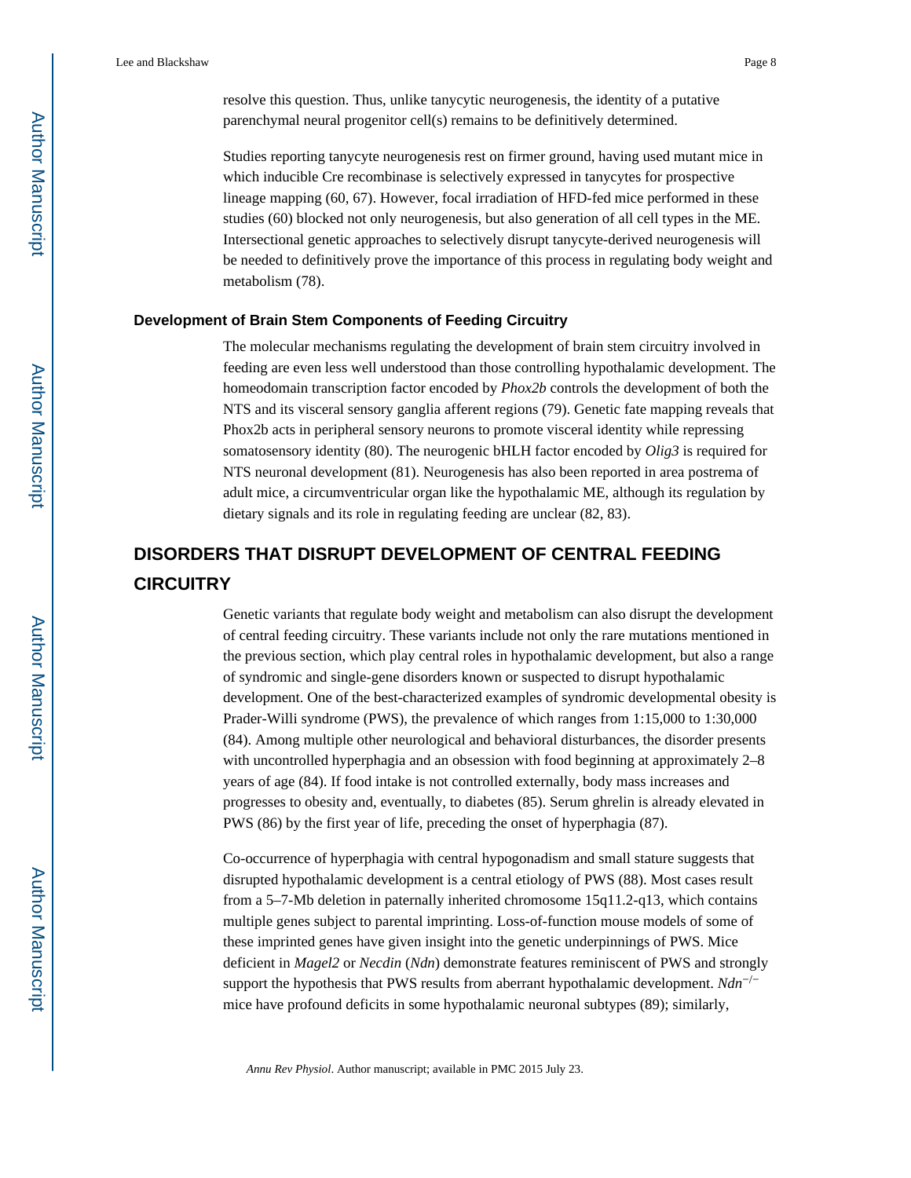resolve this question. Thus, unlike tanycytic neurogenesis, the identity of a putative parenchymal neural progenitor cell(s) remains to be definitively determined.

Studies reporting tanycyte neurogenesis rest on firmer ground, having used mutant mice in which inducible Cre recombinase is selectively expressed in tanycytes for prospective lineage mapping (60, 67). However, focal irradiation of HFD-fed mice performed in these studies (60) blocked not only neurogenesis, but also generation of all cell types in the ME. Intersectional genetic approaches to selectively disrupt tanycyte-derived neurogenesis will be needed to definitively prove the importance of this process in regulating body weight and metabolism (78).

### Development of Brain Stem Components of Feeding Circuitry

The molecular mechanisms regulating the development of brain stem circuitry involved in feeding are even less well understood than those controlling hypothalamic development. The homeodomain transcription factor encoded by *Phox2b* controls the development of both the NTS and its visceral sensory ganglia afferent regions (79). Genetic fate mapping reveals that Phox2b acts in peripheral sensory neurons to promote visceral identity while repressing somatosensory identity (80). The neurogenic bHLH factor encoded by *Olig3* is required for NTS neuronal development (81). Neurogenesis has also been reported in area postrema of adult mice, a circumventricular organ like the hypothalamic ME, although its regulation by dietary signals and its role in regulating feeding are unclear (82, 83).

## DISORDERS THAT DISRUPT DEVELOPMENT OF CENTRAL FEEDING CIRCUITRY

Genetic variants that regulate body weight and metabolism can also disrupt the development of central feeding circuitry. These variants include not only the rare mutations mentioned in the previous section, which play central roles in hypothalamic development, but also a range of syndromic and single-gene disorders known or suspected to disrupt hypothalamic development. One of the best-characterized examples of syndromic developmental obesity is Prader-Willi syndrome (PWS), the prevalence of which ranges from 1:15,000 to 1:30,000 (84). Among multiple other neurological and behavioral disturbances, the disorder presents with uncontrolled hyperphagia and an obsession with food beginning at approximately 2–8 years of age (84). If food intake is not controlled externally, body mass increases and progresses to obesity and, eventually, to diabetes (85). Serum ghrelin is already elevated in PWS (86) by the first year of life, preceding the onset of hyperphagia (87).

Co-occurrence of hyperphagia with central hypogonadism and small stature suggests that disrupted hypothalamic development is a central etiology of PWS (88). Most cases result from a 5–7-Mb deletion in paternally inherited chromosome 15q11.2-q13, which contains multiple genes subject to parental imprinting. Loss-of-function mouse models of some of these imprinted genes have given insight into the genetic underpinnings of PWS. Mice deficient in *Magel2* or *Necdin* (*Ndn*) demonstrate features reminiscent of PWS and strongly support the hypothesis that PWS results from aberrant hypothalamic development. *Ndn*$^{-/-}$ mice have profound deficits in some hypothalamic neuronal subtypes (89); similarly,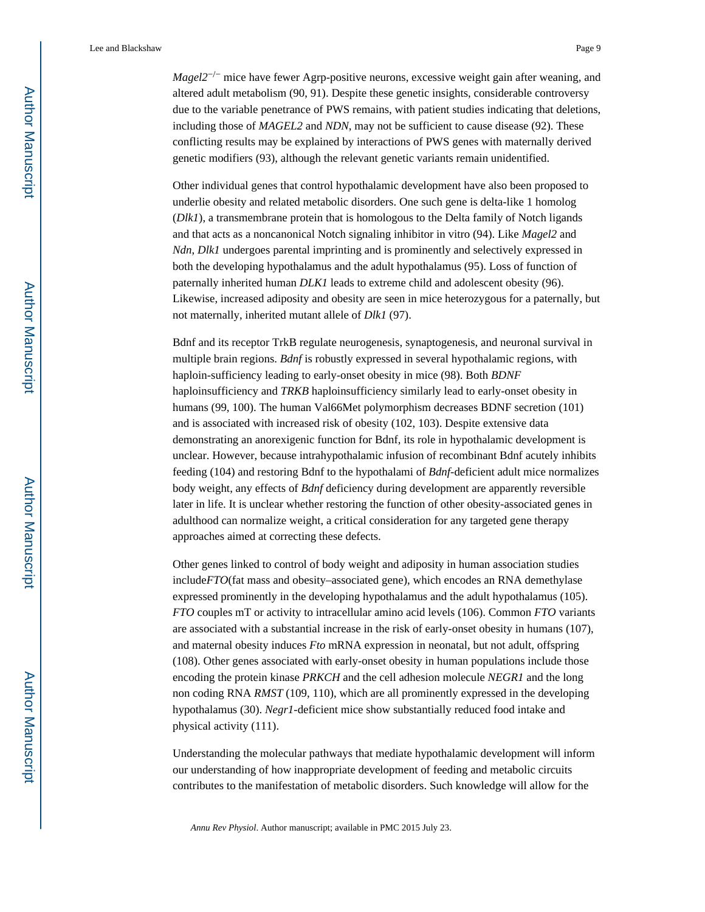*Magel2*$^{-/-}$ mice have fewer Agrp-positive neurons, excessive weight gain after weaning, and altered adult metabolism (90, 91). Despite these genetic insights, considerable controversy due to the variable penetrance of PWS remains, with patient studies indicating that deletions, including those of *MAGEL2* and *NDN*, may not be sufficient to cause disease (92). These conflicting results may be explained by interactions of PWS genes with maternally derived genetic modifiers (93), although the relevant genetic variants remain unidentified.

Other individual genes that control hypothalamic development have also been proposed to underlie obesity and related metabolic disorders. One such gene is delta-like 1 homolog (*Dlk1*), a transmembrane protein that is homologous to the Delta family of Notch ligands and that acts as a noncanonical Notch signaling inhibitor in vitro (94). Like *Magel2* and *Ndn*, *Dlk1* undergoes parental imprinting and is prominently and selectively expressed in both the developing hypothalamus and the adult hypothalamus (95). Loss of function of paternally inherited human *DLK1* leads to extreme child and adolescent obesity (96). Likewise, increased adiposity and obesity are seen in mice heterozygous for a paternally, but not maternally, inherited mutant allele of *Dlk1* (97).

Bdnf and its receptor TrkB regulate neurogenesis, synaptogenesis, and neuronal survival in multiple brain regions. *Bdnf* is robustly expressed in several hypothalamic regions, with haploin-sufficiency leading to early-onset obesity in mice (98). Both *BDNF* haploinsufficiency and *TRKB* haploinsufficiency similarly lead to early-onset obesity in humans (99, 100). The human Val66Met polymorphism decreases BDNF secretion (101) and is associated with increased risk of obesity (102, 103). Despite extensive data demonstrating an anorexigenic function for Bdnf, its role in hypothalamic development is unclear. However, because intrahypothalamic infusion of recombinant Bdnf acutely inhibits feeding (104) and restoring Bdnf to the hypothalami of *Bdnf*-deficient adult mice normalizes body weight, any effects of *Bdnf* deficiency during development are apparently reversible later in life. It is unclear whether restoring the function of other obesity-associated genes in adulthood can normalize weight, a critical consideration for any targeted gene therapy approaches aimed at correcting these defects.

Other genes linked to control of body weight and adiposity in human association studies include*FTO*(fat mass and obesity–associated gene), which encodes an RNA demethylase expressed prominently in the developing hypothalamus and the adult hypothalamus (105). *FTO* couples mT or activity to intracellular amino acid levels (106). Common *FTO* variants are associated with a substantial increase in the risk of early-onset obesity in humans (107), and maternal obesity induces *Fto* mRNA expression in neonatal, but not adult, offspring (108). Other genes associated with early-onset obesity in human populations include those encoding the protein kinase *PRKCH* and the cell adhesion molecule *NEGR1* and the long non coding RNA *RMST* (109, 110), which are all prominently expressed in the developing hypothalamus (30). *Negr1*-deficient mice show substantially reduced food intake and physical activity (111).

Understanding the molecular pathways that mediate hypothalamic development will inform our understanding of how inappropriate development of feeding and metabolic circuits contributes to the manifestation of metabolic disorders. Such knowledge will allow for the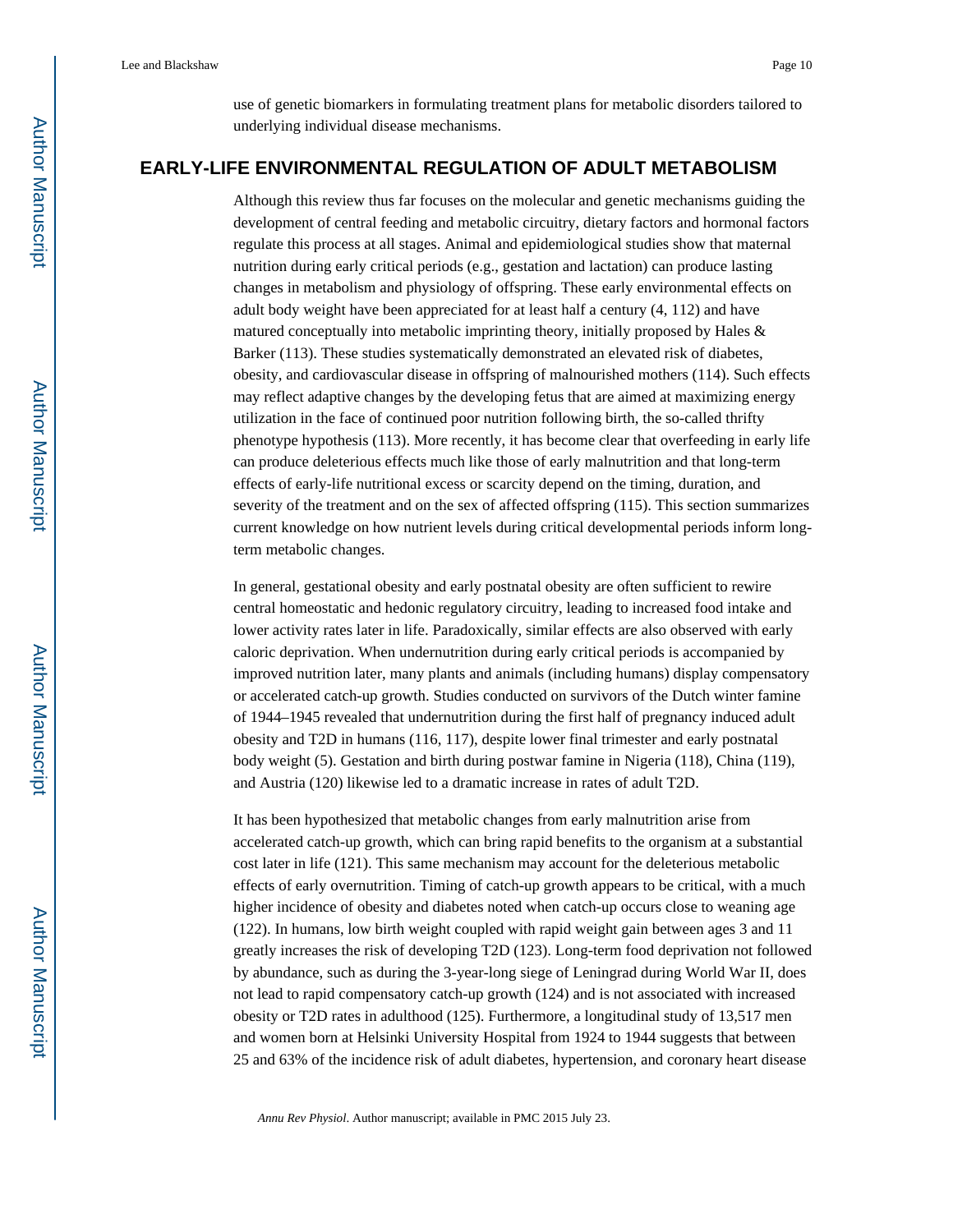use of genetic biomarkers in formulating treatment plans for metabolic disorders tailored to underlying individual disease mechanisms.

## EARLY-LIFE ENVIRONMENTAL REGULATION OF ADULT METABOLISM

Although this review thus far focuses on the molecular and genetic mechanisms guiding the development of central feeding and metabolic circuitry, dietary factors and hormonal factors regulate this process at all stages. Animal and epidemiological studies show that maternal nutrition during early critical periods (e.g., gestation and lactation) can produce lasting changes in metabolism and physiology of offspring. These early environmental effects on adult body weight have been appreciated for at least half a century (4, 112) and have matured conceptually into metabolic imprinting theory, initially proposed by Hales & Barker (113). These studies systematically demonstrated an elevated risk of diabetes, obesity, and cardiovascular disease in offspring of malnourished mothers (114). Such effects may reflect adaptive changes by the developing fetus that are aimed at maximizing energy utilization in the face of continued poor nutrition following birth, the so-called thrifty phenotype hypothesis (113). More recently, it has become clear that overfeeding in early life can produce deleterious effects much like those of early malnutrition and that long-term effects of early-life nutritional excess or scarcity depend on the timing, duration, and severity of the treatment and on the sex of affected offspring (115). This section summarizes current knowledge on how nutrient levels during critical developmental periods inform long-term metabolic changes.

In general, gestational obesity and early postnatal obesity are often sufficient to rewire central homeostatic and hedonic regulatory circuitry, leading to increased food intake and lower activity rates later in life. Paradoxically, similar effects are also observed with early caloric deprivation. When undernutrition during early critical periods is accompanied by improved nutrition later, many plants and animals (including humans) display compensatory or accelerated catch-up growth. Studies conducted on survivors of the Dutch winter famine of 1944–1945 revealed that undernutrition during the first half of pregnancy induced adult obesity and T2D in humans (116, 117), despite lower final trimester and early postnatal body weight (5). Gestation and birth during postwar famine in Nigeria (118), China (119), and Austria (120) likewise led to a dramatic increase in rates of adult T2D.

It has been hypothesized that metabolic changes from early malnutrition arise from accelerated catch-up growth, which can bring rapid benefits to the organism at a substantial cost later in life (121). This same mechanism may account for the deleterious metabolic effects of early overnutrition. Timing of catch-up growth appears to be critical, with a much higher incidence of obesity and diabetes noted when catch-up occurs close to weaning age (122). In humans, low birth weight coupled with rapid weight gain between ages 3 and 11 greatly increases the risk of developing T2D (123). Long-term food deprivation not followed by abundance, such as during the 3-year-long siege of Leningrad during World War II, does not lead to rapid compensatory catch-up growth (124) and is not associated with increased obesity or T2D rates in adulthood (125). Furthermore, a longitudinal study of 13,517 men and women born at Helsinki University Hospital from 1924 to 1944 suggests that between 25 and 63% of the incidence risk of adult diabetes, hypertension, and coronary heart disease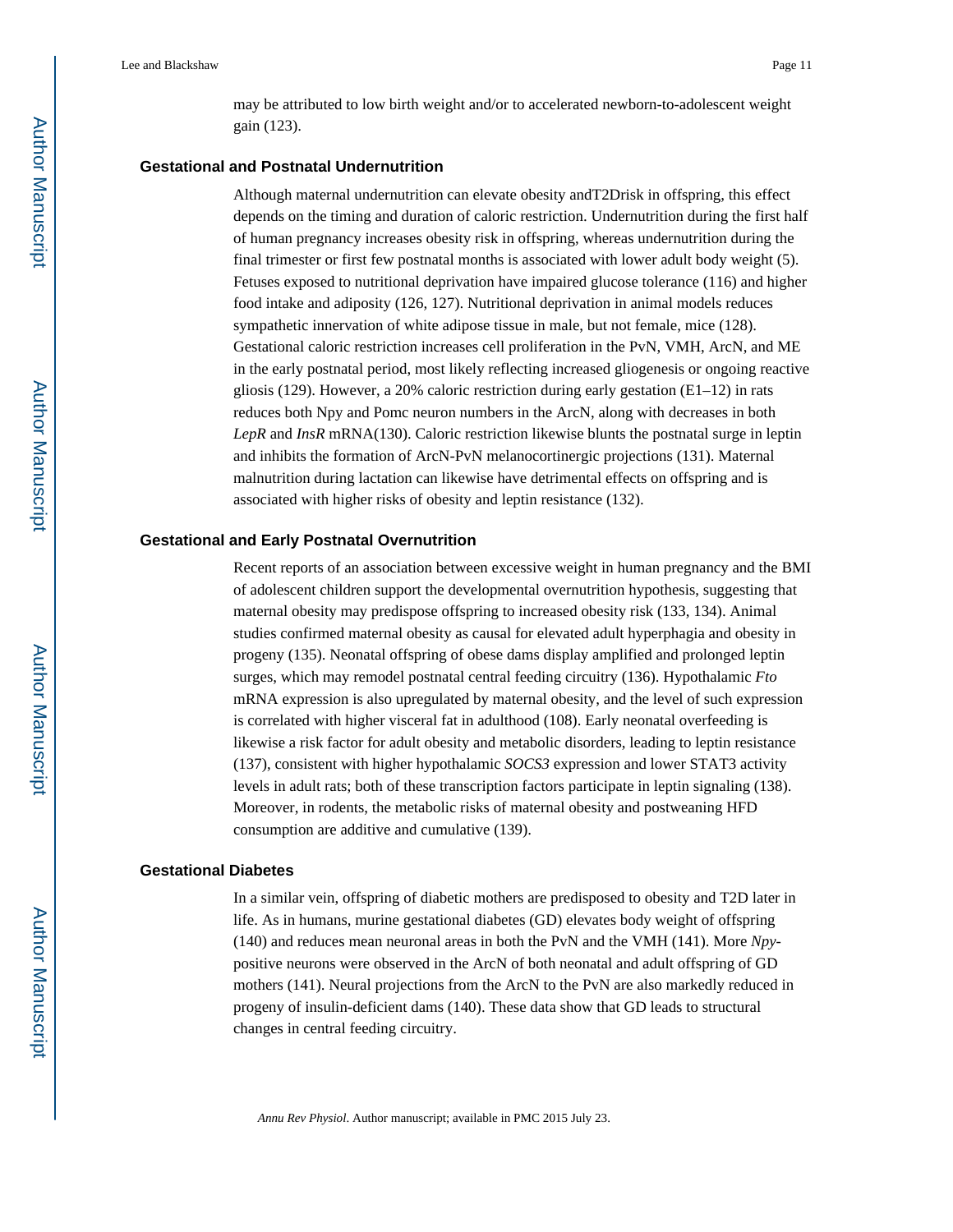may be attributed to low birth weight and/or to accelerated newborn-to-adolescent weight gain (123).

### Gestational and Postnatal Undernutrition

Although maternal undernutrition can elevate obesity andT2Drisk in offspring, this effect depends on the timing and duration of caloric restriction. Undernutrition during the first half of human pregnancy increases obesity risk in offspring, whereas undernutrition during the final trimester or first few postnatal months is associated with lower adult body weight (5). Fetuses exposed to nutritional deprivation have impaired glucose tolerance (116) and higher food intake and adiposity (126, 127). Nutritional deprivation in animal models reduces sympathetic innervation of white adipose tissue in male, but not female, mice (128). Gestational caloric restriction increases cell proliferation in the PvN, VMH, ArcN, and ME in the early postnatal period, most likely reflecting increased gliogenesis or ongoing reactive gliosis (129). However, a 20% caloric restriction during early gestation (E1–12) in rats reduces both Npy and Pomc neuron numbers in the ArcN, along with decreases in both *LepR* and *InsR* mRNA(130). Caloric restriction likewise blunts the postnatal surge in leptin and inhibits the formation of ArcN-PvN melanocortinergic projections (131). Maternal malnutrition during lactation can likewise have detrimental effects on offspring and is associated with higher risks of obesity and leptin resistance (132).

### Gestational and Early Postnatal Overnutrition

Recent reports of an association between excessive weight in human pregnancy and the BMI of adolescent children support the developmental overnutrition hypothesis, suggesting that maternal obesity may predispose offspring to increased obesity risk (133, 134). Animal studies confirmed maternal obesity as causal for elevated adult hyperphagia and obesity in progeny (135). Neonatal offspring of obese dams display amplified and prolonged leptin surges, which may remodel postnatal central feeding circuitry (136). Hypothalamic *Fto* mRNA expression is also upregulated by maternal obesity, and the level of such expression is correlated with higher visceral fat in adulthood (108). Early neonatal overfeeding is likewise a risk factor for adult obesity and metabolic disorders, leading to leptin resistance (137), consistent with higher hypothalamic *SOCS3* expression and lower STAT3 activity levels in adult rats; both of these transcription factors participate in leptin signaling (138). Moreover, in rodents, the metabolic risks of maternal obesity and postweaning HFD consumption are additive and cumulative (139).

### Gestational Diabetes

In a similar vein, offspring of diabetic mothers are predisposed to obesity and T2D later in life. As in humans, murine gestational diabetes (GD) elevates body weight of offspring (140) and reduces mean neuronal areas in both the PvN and the VMH (141). More *Npy*-positive neurons were observed in the ArcN of both neonatal and adult offspring of GD mothers (141). Neural projections from the ArcN to the PvN are also markedly reduced in progeny of insulin-deficient dams (140). These data show that GD leads to structural changes in central feeding circuitry.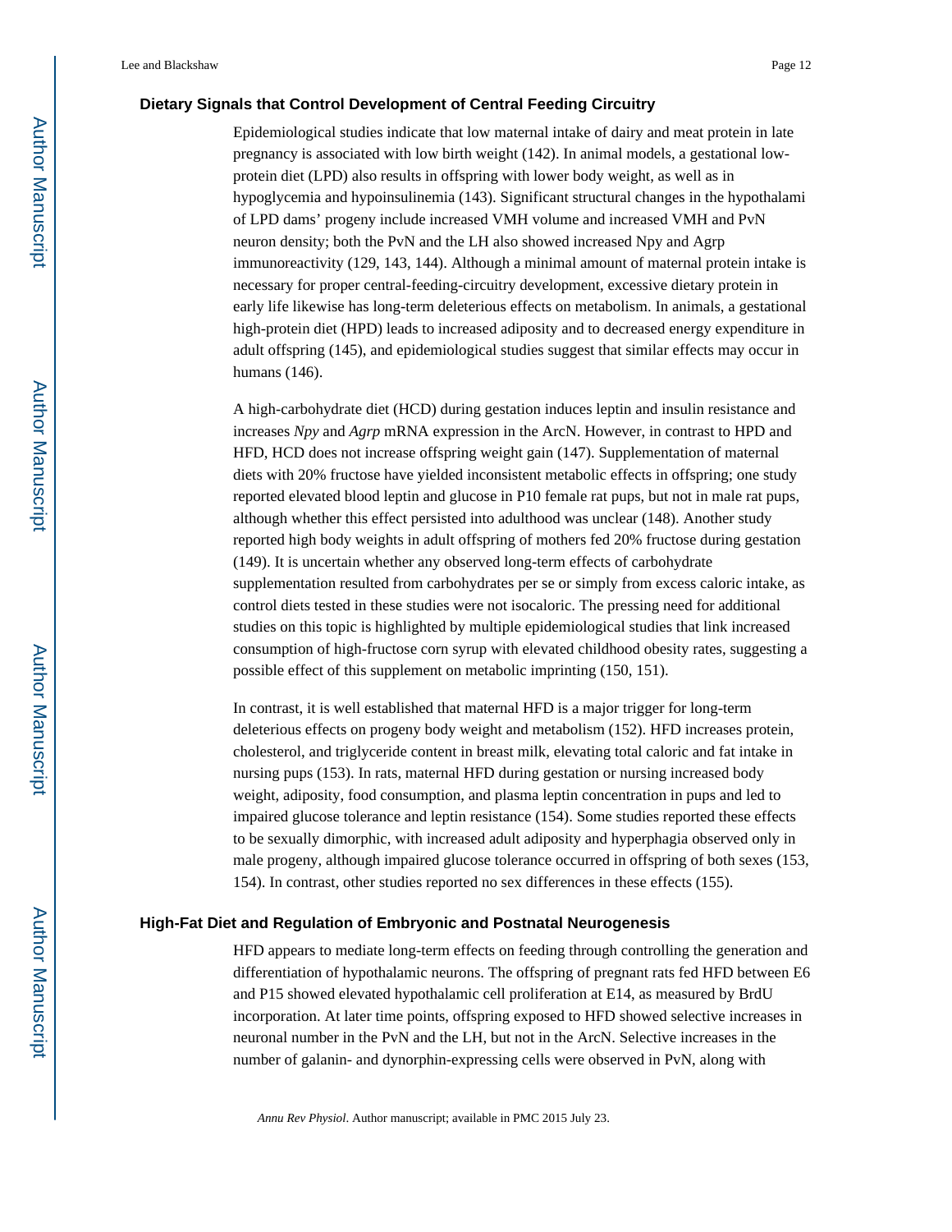## Dietary Signals that Control Development of Central Feeding Circuitry

Epidemiological studies indicate that low maternal intake of dairy and meat protein in late pregnancy is associated with low birth weight (142). In animal models, a gestational low-protein diet (LPD) also results in offspring with lower body weight, as well as in hypoglycemia and hypoinsulinemia (143). Significant structural changes in the hypothalami of LPD dams' progeny include increased VMH volume and increased VMH and PvN neuron density; both the PvN and the LH also showed increased Npy and Agrp immunoreactivity (129, 143, 144). Although a minimal amount of maternal protein intake is necessary for proper central-feeding-circuitry development, excessive dietary protein in early life likewise has long-term deleterious effects on metabolism. In animals, a gestational high-protein diet (HPD) leads to increased adiposity and to decreased energy expenditure in adult offspring (145), and epidemiological studies suggest that similar effects may occur in humans (146).

A high-carbohydrate diet (HCD) during gestation induces leptin and insulin resistance and increases *Npy* and *Agrp* mRNA expression in the ArcN. However, in contrast to HPD and HFD, HCD does not increase offspring weight gain (147). Supplementation of maternal diets with 20% fructose have yielded inconsistent metabolic effects in offspring; one study reported elevated blood leptin and glucose in P10 female rat pups, but not in male rat pups, although whether this effect persisted into adulthood was unclear (148). Another study reported high body weights in adult offspring of mothers fed 20% fructose during gestation (149). It is uncertain whether any observed long-term effects of carbohydrate supplementation resulted from carbohydrates per se or simply from excess caloric intake, as control diets tested in these studies were not isocaloric. The pressing need for additional studies on this topic is highlighted by multiple epidemiological studies that link increased consumption of high-fructose corn syrup with elevated childhood obesity rates, suggesting a possible effect of this supplement on metabolic imprinting (150, 151).

In contrast, it is well established that maternal HFD is a major trigger for long-term deleterious effects on progeny body weight and metabolism (152). HFD increases protein, cholesterol, and triglyceride content in breast milk, elevating total caloric and fat intake in nursing pups (153). In rats, maternal HFD during gestation or nursing increased body weight, adiposity, food consumption, and plasma leptin concentration in pups and led to impaired glucose tolerance and leptin resistance (154). Some studies reported these effects to be sexually dimorphic, with increased adult adiposity and hyperphagia observed only in male progeny, although impaired glucose tolerance occurred in offspring of both sexes (153, 154). In contrast, other studies reported no sex differences in these effects (155).

## High-Fat Diet and Regulation of Embryonic and Postnatal Neurogenesis

HFD appears to mediate long-term effects on feeding through controlling the generation and differentiation of hypothalamic neurons. The offspring of pregnant rats fed HFD between E6 and P15 showed elevated hypothalamic cell proliferation at E14, as measured by BrdU incorporation. At later time points, offspring exposed to HFD showed selective increases in neuronal number in the PvN and the LH, but not in the ArcN. Selective increases in the number of galanin- and dynorphin-expressing cells were observed in PvN, along with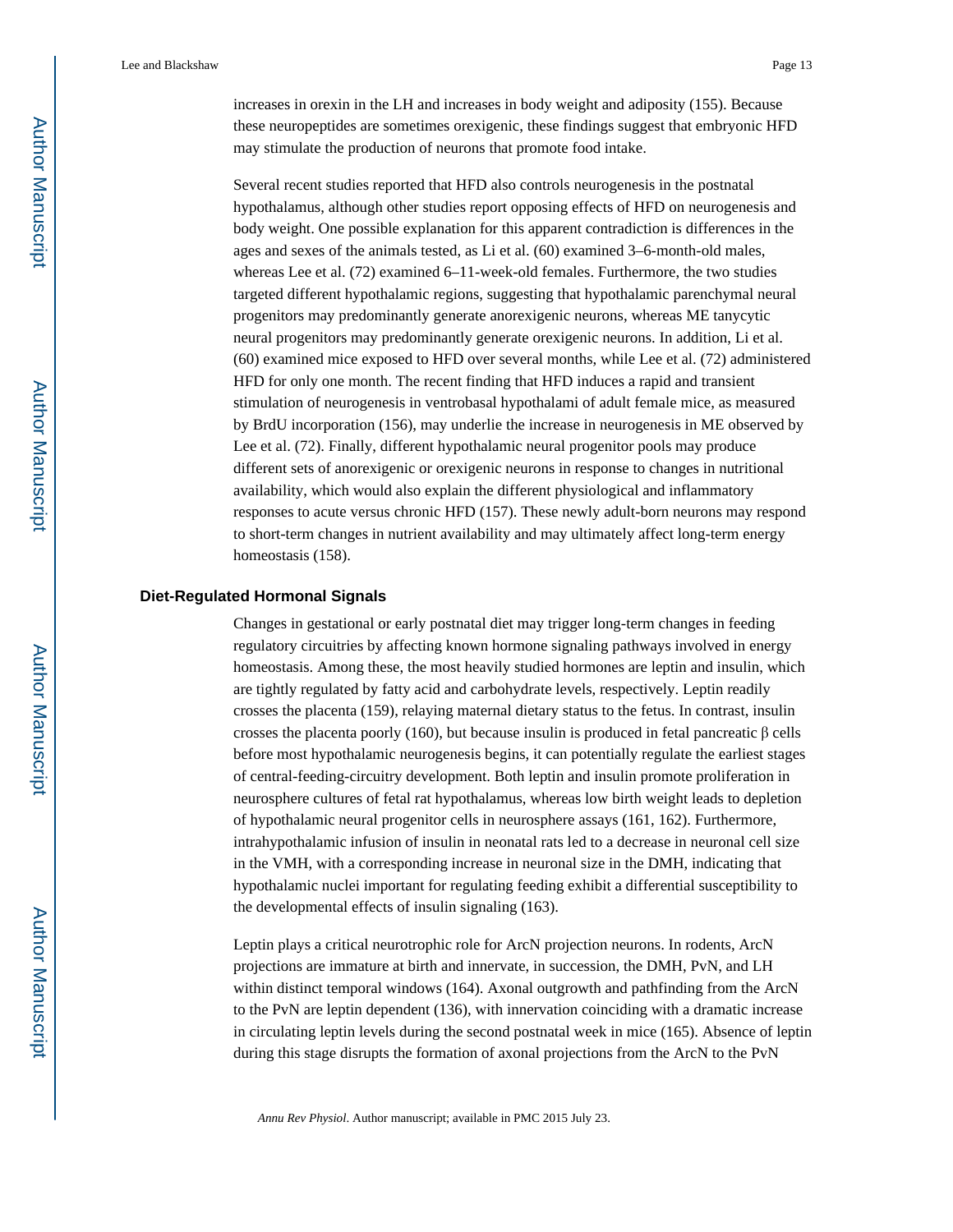increases in orexin in the LH and increases in body weight and adiposity (155). Because these neuropeptides are sometimes orexigenic, these findings suggest that embryonic HFD may stimulate the production of neurons that promote food intake.

Several recent studies reported that HFD also controls neurogenesis in the postnatal hypothalamus, although other studies report opposing effects of HFD on neurogenesis and body weight. One possible explanation for this apparent contradiction is differences in the ages and sexes of the animals tested, as Li et al. (60) examined 3–6-month-old males, whereas Lee et al. (72) examined 6–11-week-old females. Furthermore, the two studies targeted different hypothalamic regions, suggesting that hypothalamic parenchymal neural progenitors may predominantly generate anorexigenic neurons, whereas ME tanycytic neural progenitors may predominantly generate orexigenic neurons. In addition, Li et al. (60) examined mice exposed to HFD over several months, while Lee et al. (72) administered HFD for only one month. The recent finding that HFD induces a rapid and transient stimulation of neurogenesis in ventrobasal hypothalami of adult female mice, as measured by BrdU incorporation (156), may underlie the increase in neurogenesis in ME observed by Lee et al. (72). Finally, different hypothalamic neural progenitor pools may produce different sets of anorexigenic or orexigenic neurons in response to changes in nutritional availability, which would also explain the different physiological and inflammatory responses to acute versus chronic HFD (157). These newly adult-born neurons may respond to short-term changes in nutrient availability and may ultimately affect long-term energy homeostasis (158).

## Diet-Regulated Hormonal Signals

Changes in gestational or early postnatal diet may trigger long-term changes in feeding regulatory circuitries by affecting known hormone signaling pathways involved in energy homeostasis. Among these, the most heavily studied hormones are leptin and insulin, which are tightly regulated by fatty acid and carbohydrate levels, respectively. Leptin readily crosses the placenta (159), relaying maternal dietary status to the fetus. In contrast, insulin crosses the placenta poorly (160), but because insulin is produced in fetal pancreatic $\beta$ cells before most hypothalamic neurogenesis begins, it can potentially regulate the earliest stages of central-feeding-circuitry development. Both leptin and insulin promote proliferation in neurosphere cultures of fetal rat hypothalamus, whereas low birth weight leads to depletion of hypothalamic neural progenitor cells in neurosphere assays (161, 162). Furthermore, intrahypothalamic infusion of insulin in neonatal rats led to a decrease in neuronal cell size in the VMH, with a corresponding increase in neuronal size in the DMH, indicating that hypothalamic nuclei important for regulating feeding exhibit a differential susceptibility to the developmental effects of insulin signaling (163).

Leptin plays a critical neurotrophic role for ArcN projection neurons. In rodents, ArcN projections are immature at birth and innervate, in succession, the DMH, PvN, and LH within distinct temporal windows (164). Axonal outgrowth and pathfinding from the ArcN to the PvN are leptin dependent (136), with innervation coinciding with a dramatic increase in circulating leptin levels during the second postnatal week in mice (165). Absence of leptin during this stage disrupts the formation of axonal projections from the ArcN to the PvN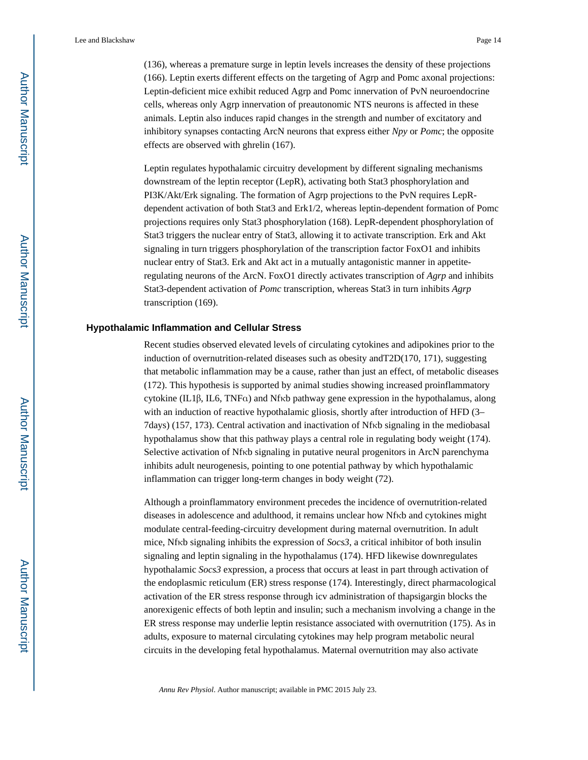(136), whereas a premature surge in leptin levels increases the density of these projections (166). Leptin exerts different effects on the targeting of Agrp and Pomc axonal projections: Leptin-deficient mice exhibit reduced Agrp and Pomc innervation of PvN neuroendocrine cells, whereas only Agrp innervation of preautonomic NTS neurons is affected in these animals. Leptin also induces rapid changes in the strength and number of excitatory and inhibitory synapses contacting ArcN neurons that express either *Npy* or *Pomc*; the opposite effects are observed with ghrelin (167).

Leptin regulates hypothalamic circuitry development by different signaling mechanisms downstream of the leptin receptor (LepR), activating both Stat3 phosphorylation and PI3K/Akt/Erk signaling. The formation of Agrp projections to the PvN requires LepR-dependent activation of both Stat3 and Erk1/2, whereas leptin-dependent formation of Pomc projections requires only Stat3 phosphorylation (168). LepR-dependent phosphorylation of Stat3 triggers the nuclear entry of Stat3, allowing it to activate transcription. Erk and Akt signaling in turn triggers phosphorylation of the transcription factor FoxO1 and inhibits nuclear entry of Stat3. Erk and Akt act in a mutually antagonistic manner in appetite-regulating neurons of the ArcN. FoxO1 directly activates transcription of *Agrp* and inhibits Stat3-dependent activation of *Pomc* transcription, whereas Stat3 in turn inhibits *Agrp* transcription (169).

## Hypothalamic Inflammation and Cellular Stress

Recent studies observed elevated levels of circulating cytokines and adipokines prior to the induction of overnutrition-related diseases such as obesity andT2D(170, 171), suggesting that metabolic inflammation may be a cause, rather than just an effect, of metabolic diseases (172). This hypothesis is supported by animal studies showing increased proinflammatory cytokine (IL1β, IL6, TNFα) and Nfκb pathway gene expression in the hypothalamus, along with an induction of reactive hypothalamic gliosis, shortly after introduction of HFD (3–7days) (157, 173). Central activation and inactivation of Nfκb signaling in the mediobasal hypothalamus show that this pathway plays a central role in regulating body weight (174). Selective activation of Nfκb signaling in putative neural progenitors in ArcN parenchyma inhibits adult neurogenesis, pointing to one potential pathway by which hypothalamic inflammation can trigger long-term changes in body weight (72).

Although a proinflammatory environment precedes the incidence of overnutrition-related diseases in adolescence and adulthood, it remains unclear how Nfκb and cytokines might modulate central-feeding-circuitry development during maternal overnutrition. In adult mice, Nfκb signaling inhibits the expression of *Socs3*, a critical inhibitor of both insulin signaling and leptin signaling in the hypothalamus (174). HFD likewise downregulates hypothalamic *Socs3* expression, a process that occurs at least in part through activation of the endoplasmic reticulum (ER) stress response (174). Interestingly, direct pharmacological activation of the ER stress response through icv administration of thapsigargin blocks the anorexigenic effects of both leptin and insulin; such a mechanism involving a change in the ER stress response may underlie leptin resistance associated with overnutrition (175). As in adults, exposure to maternal circulating cytokines may help program metabolic neural circuits in the developing fetal hypothalamus. Maternal overnutrition may also activate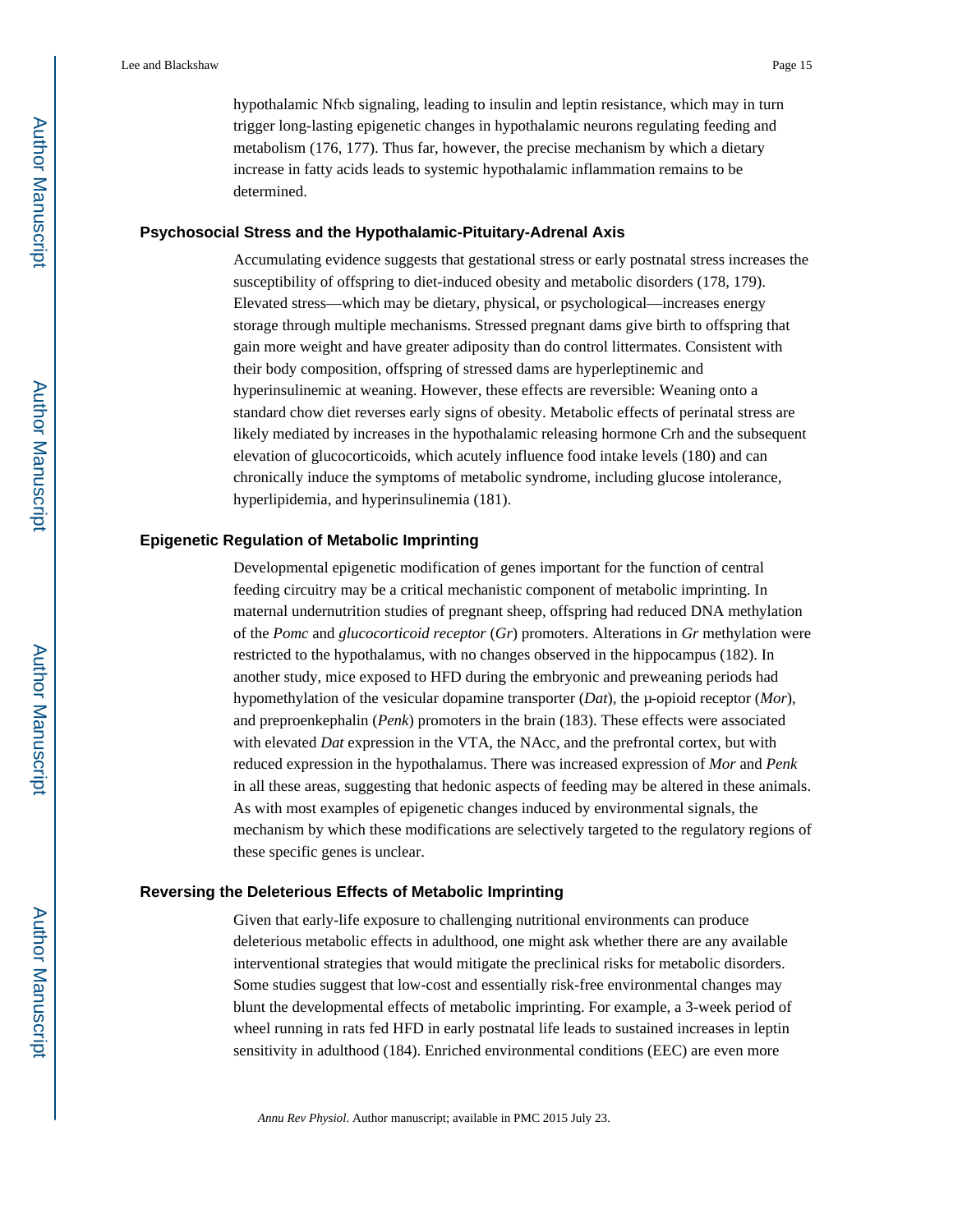hypothalamic Nfκb signaling, leading to insulin and leptin resistance, which may in turn trigger long-lasting epigenetic changes in hypothalamic neurons regulating feeding and metabolism (176, 177). Thus far, however, the precise mechanism by which a dietary increase in fatty acids leads to systemic hypothalamic inflammation remains to be determined.

### Psychosocial Stress and the Hypothalamic-Pituitary-Adrenal Axis

Accumulating evidence suggests that gestational stress or early postnatal stress increases the susceptibility of offspring to diet-induced obesity and metabolic disorders (178, 179). Elevated stress—which may be dietary, physical, or psychological—increases energy storage through multiple mechanisms. Stressed pregnant dams give birth to offspring that gain more weight and have greater adiposity than do control littermates. Consistent with their body composition, offspring of stressed dams are hyperleptinemic and hyperinsulinemic at weaning. However, these effects are reversible: Weaning onto a standard chow diet reverses early signs of obesity. Metabolic effects of perinatal stress are likely mediated by increases in the hypothalamic releasing hormone Crh and the subsequent elevation of glucocorticoids, which acutely influence food intake levels (180) and can chronically induce the symptoms of metabolic syndrome, including glucose intolerance, hyperlipidemia, and hyperinsulinemia (181).

### Epigenetic Regulation of Metabolic Imprinting

Developmental epigenetic modification of genes important for the function of central feeding circuitry may be a critical mechanistic component of metabolic imprinting. In maternal undernutrition studies of pregnant sheep, offspring had reduced DNA methylation of the *Pomc* and *glucocorticoid receptor* (*Gr*) promoters. Alterations in *Gr* methylation were restricted to the hypothalamus, with no changes observed in the hippocampus (182). In another study, mice exposed to HFD during the embryonic and preweaning periods had hypomethylation of the vesicular dopamine transporter (*Dat*), the μ-opioid receptor (*Mor*), and preproenkephalin (*Penk*) promoters in the brain (183). These effects were associated with elevated *Dat* expression in the VTA, the NAcc, and the prefrontal cortex, but with reduced expression in the hypothalamus. There was increased expression of *Mor* and *Penk* in all these areas, suggesting that hedonic aspects of feeding may be altered in these animals. As with most examples of epigenetic changes induced by environmental signals, the mechanism by which these modifications are selectively targeted to the regulatory regions of these specific genes is unclear.

### Reversing the Deleterious Effects of Metabolic Imprinting

Given that early-life exposure to challenging nutritional environments can produce deleterious metabolic effects in adulthood, one might ask whether there are any available interventional strategies that would mitigate the preclinical risks for metabolic disorders. Some studies suggest that low-cost and essentially risk-free environmental changes may blunt the developmental effects of metabolic imprinting. For example, a 3-week period of wheel running in rats fed HFD in early postnatal life leads to sustained increases in leptin sensitivity in adulthood (184). Enriched environmental conditions (EEC) are even more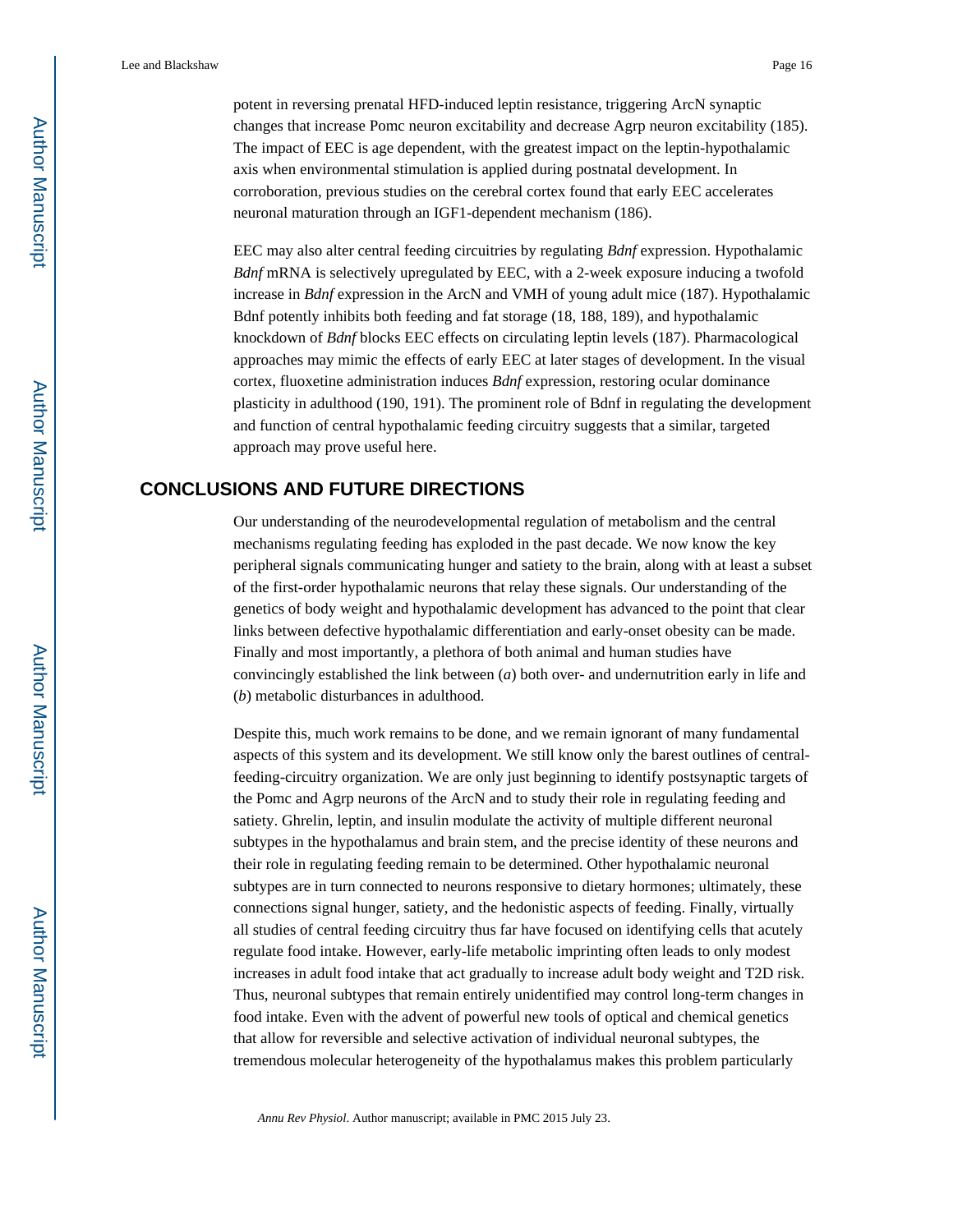potent in reversing prenatal HFD-induced leptin resistance, triggering ArcN synaptic changes that increase Pomc neuron excitability and decrease Agrp neuron excitability (185). The impact of EEC is age dependent, with the greatest impact on the leptin-hypothalamic axis when environmental stimulation is applied during postnatal development. In corroboration, previous studies on the cerebral cortex found that early EEC accelerates neuronal maturation through an IGF1-dependent mechanism (186).

EEC may also alter central feeding circuitries by regulating *Bdnf* expression. Hypothalamic *Bdnf* mRNA is selectively upregulated by EEC, with a 2-week exposure inducing a twofold increase in *Bdnf* expression in the ArcN and VMH of young adult mice (187). Hypothalamic Bdnf potently inhibits both feeding and fat storage (18, 188, 189), and hypothalamic knockdown of *Bdnf* blocks EEC effects on circulating leptin levels (187). Pharmacological approaches may mimic the effects of early EEC at later stages of development. In the visual cortex, fluoxetine administration induces *Bdnf* expression, restoring ocular dominance plasticity in adulthood (190, 191). The prominent role of Bdnf in regulating the development and function of central hypothalamic feeding circuitry suggests that a similar, targeted approach may prove useful here.

## CONCLUSIONS AND FUTURE DIRECTIONS

Our understanding of the neurodevelopmental regulation of metabolism and the central mechanisms regulating feeding has exploded in the past decade. We now know the key peripheral signals communicating hunger and satiety to the brain, along with at least a subset of the first-order hypothalamic neurons that relay these signals. Our understanding of the genetics of body weight and hypothalamic development has advanced to the point that clear links between defective hypothalamic differentiation and early-onset obesity can be made. Finally and most importantly, a plethora of both animal and human studies have convincingly established the link between (*a*) both over- and undernutrition early in life and (*b*) metabolic disturbances in adulthood.

Despite this, much work remains to be done, and we remain ignorant of many fundamental aspects of this system and its development. We still know only the barest outlines of central-feeding-circuitry organization. We are only just beginning to identify postsynaptic targets of the Pomc and Agrp neurons of the ArcN and to study their role in regulating feeding and satiety. Ghrelin, leptin, and insulin modulate the activity of multiple different neuronal subtypes in the hypothalamus and brain stem, and the precise identity of these neurons and their role in regulating feeding remain to be determined. Other hypothalamic neuronal subtypes are in turn connected to neurons responsive to dietary hormones; ultimately, these connections signal hunger, satiety, and the hedonistic aspects of feeding. Finally, virtually all studies of central feeding circuitry thus far have focused on identifying cells that acutely regulate food intake. However, early-life metabolic imprinting often leads to only modest increases in adult food intake that act gradually to increase adult body weight and T2D risk. Thus, neuronal subtypes that remain entirely unidentified may control long-term changes in food intake. Even with the advent of powerful new tools of optical and chemical genetics that allow for reversible and selective activation of individual neuronal subtypes, the tremendous molecular heterogeneity of the hypothalamus makes this problem particularly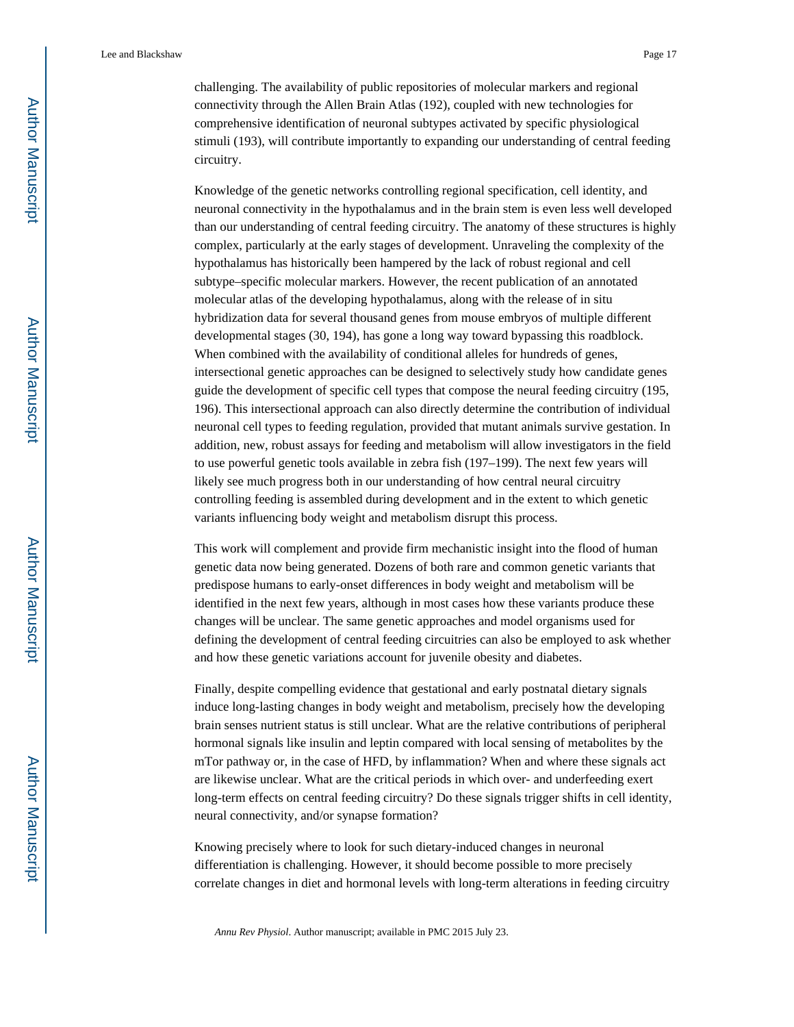challenging. The availability of public repositories of molecular markers and regional connectivity through the Allen Brain Atlas (192), coupled with new technologies for comprehensive identification of neuronal subtypes activated by specific physiological stimuli (193), will contribute importantly to expanding our understanding of central feeding circuitry.

Knowledge of the genetic networks controlling regional specification, cell identity, and neuronal connectivity in the hypothalamus and in the brain stem is even less well developed than our understanding of central feeding circuitry. The anatomy of these structures is highly complex, particularly at the early stages of development. Unraveling the complexity of the hypothalamus has historically been hampered by the lack of robust regional and cell subtype–specific molecular markers. However, the recent publication of an annotated molecular atlas of the developing hypothalamus, along with the release of in situ hybridization data for several thousand genes from mouse embryos of multiple different developmental stages (30, 194), has gone a long way toward bypassing this roadblock. When combined with the availability of conditional alleles for hundreds of genes, intersectional genetic approaches can be designed to selectively study how candidate genes guide the development of specific cell types that compose the neural feeding circuitry (195, 196). This intersectional approach can also directly determine the contribution of individual neuronal cell types to feeding regulation, provided that mutant animals survive gestation. In addition, new, robust assays for feeding and metabolism will allow investigators in the field to use powerful genetic tools available in zebra fish (197–199). The next few years will likely see much progress both in our understanding of how central neural circuitry controlling feeding is assembled during development and in the extent to which genetic variants influencing body weight and metabolism disrupt this process.

This work will complement and provide firm mechanistic insight into the flood of human genetic data now being generated. Dozens of both rare and common genetic variants that predispose humans to early-onset differences in body weight and metabolism will be identified in the next few years, although in most cases how these variants produce these changes will be unclear. The same genetic approaches and model organisms used for defining the development of central feeding circuitries can also be employed to ask whether and how these genetic variations account for juvenile obesity and diabetes.

Finally, despite compelling evidence that gestational and early postnatal dietary signals induce long-lasting changes in body weight and metabolism, precisely how the developing brain senses nutrient status is still unclear. What are the relative contributions of peripheral hormonal signals like insulin and leptin compared with local sensing of metabolites by the mTor pathway or, in the case of HFD, by inflammation? When and where these signals act are likewise unclear. What are the critical periods in which over- and underfeeding exert long-term effects on central feeding circuitry? Do these signals trigger shifts in cell identity, neural connectivity, and/or synapse formation?

Knowing precisely where to look for such dietary-induced changes in neuronal differentiation is challenging. However, it should become possible to more precisely correlate changes in diet and hormonal levels with long-term alterations in feeding circuitry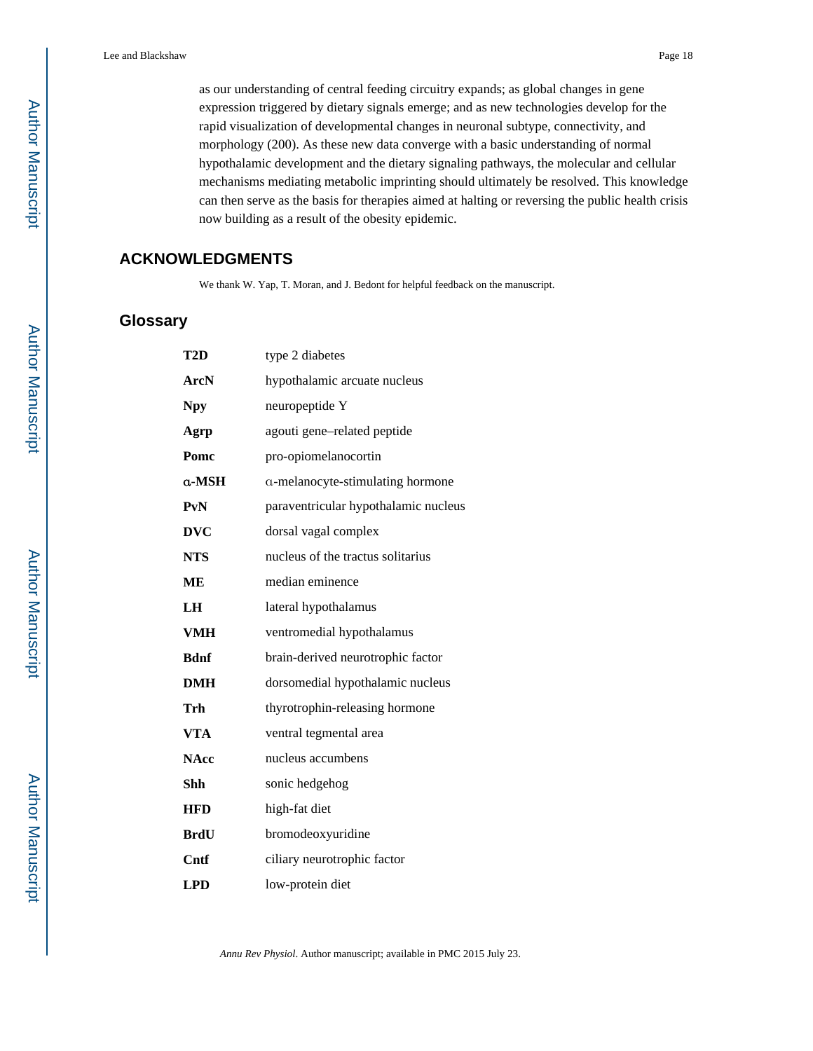as our understanding of central feeding circuitry expands; as global changes in gene expression triggered by dietary signals emerge; and as new technologies develop for the rapid visualization of developmental changes in neuronal subtype, connectivity, and morphology (200). As these new data converge with a basic understanding of normal hypothalamic development and the dietary signaling pathways, the molecular and cellular mechanisms mediating metabolic imprinting should ultimately be resolved. This knowledge can then serve as the basis for therapies aimed at halting or reversing the public health crisis now building as a result of the obesity epidemic.

## ACKNOWLEDGMENTS

We thank W. Yap, T. Moran, and J. Bedont for helpful feedback on the manuscript.

## Glossary

| | |
|---|---|
| **T2D** | type 2 diabetes |
| **ArcN** | hypothalamic arcuate nucleus |
| **Npy** | neuropeptide Y |
| **Agrp** | agouti gene–related peptide |
| **Pomc** | pro-opiomelanocortin |
| **α-MSH** | α-melanocyte-stimulating hormone |
| **PvN** | paraventricular hypothalamic nucleus |
| **DVC** | dorsal vagal complex |
| **NTS** | nucleus of the tractus solitarius |
| **ME** | median eminence |
| **LH** | lateral hypothalamus |
| **VMH** | ventromedial hypothalamus |
| **Bdnf** | brain-derived neurotrophic factor |
| **DMH** | dorsomedial hypothalamic nucleus |
| **Trh** | thyrotrophin-releasing hormone |
| **VTA** | ventral tegmental area |
| **NAcc** | nucleus accumbens |
| **Shh** | sonic hedgehog |
| **HFD** | high-fat diet |
| **BrdU** | bromodeoxyuridine |
| **Cntf** | ciliary neurotrophic factor |
| **LPD** | low-protein diet |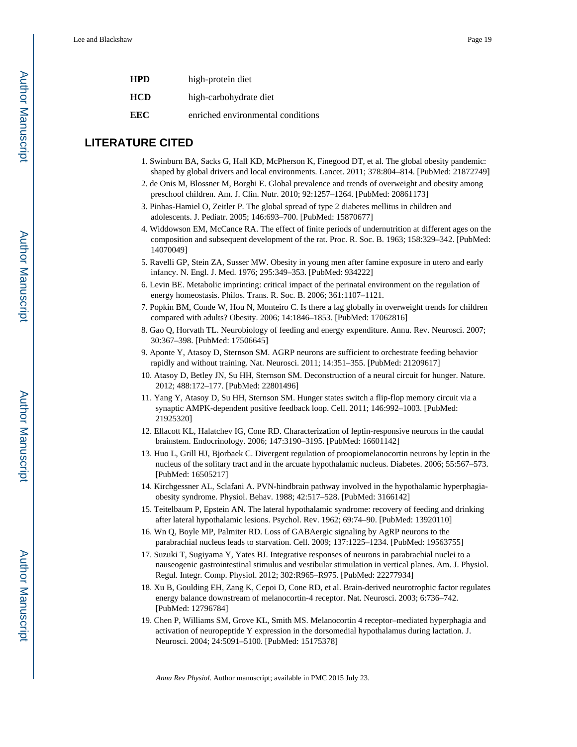| | |
|---|---|
| **HPD** | high-protein diet |
| **HCD** | high-carbohydrate diet |
| **EEC** | enriched environmental conditions |

## LITERATURE CITED

1. Swinburn BA, Sacks G, Hall KD, McPherson K, Finegood DT, et al. The global obesity pandemic: shaped by global drivers and local environments. Lancet. 2011; 378:804–814. [PubMed: 21872749]
2. de Onis M, Blossner M, Borghi E. Global prevalence and trends of overweight and obesity among preschool children. Am. J. Clin. Nutr. 2010; 92:1257–1264. [PubMed: 20861173]
3. Pinhas-Hamiel O, Zeitler P. The global spread of type 2 diabetes mellitus in children and adolescents. J. Pediatr. 2005; 146:693–700. [PubMed: 15870677]
4. Widdowson EM, McCance RA. The effect of finite periods of undernutrition at different ages on the composition and subsequent development of the rat. Proc. R. Soc. B. 1963; 158:329–342. [PubMed: 14070049]
5. Ravelli GP, Stein ZA, Susser MW. Obesity in young men after famine exposure in utero and early infancy. N. Engl. J. Med. 1976; 295:349–353. [PubMed: 934222]
6. Levin BE. Metabolic imprinting: critical impact of the perinatal environment on the regulation of energy homeostasis. Philos. Trans. R. Soc. B. 2006; 361:1107–1121.
7. Popkin BM, Conde W, Hou N, Monteiro C. Is there a lag globally in overweight trends for children compared with adults? Obesity. 2006; 14:1846–1853. [PubMed: 17062816]
8. Gao Q, Horvath TL. Neurobiology of feeding and energy expenditure. Annu. Rev. Neurosci. 2007; 30:367–398. [PubMed: 17506645]
9. Aponte Y, Atasoy D, Sternson SM. AGRP neurons are sufficient to orchestrate feeding behavior rapidly and without training. Nat. Neurosci. 2011; 14:351–355. [PubMed: 21209617]
10. Atasoy D, Betley JN, Su HH, Sternson SM. Deconstruction of a neural circuit for hunger. Nature. 2012; 488:172–177. [PubMed: 22801496]
11. Yang Y, Atasoy D, Su HH, Sternson SM. Hunger states switch a flip-flop memory circuit via a synaptic AMPK-dependent positive feedback loop. Cell. 2011; 146:992–1003. [PubMed: 21925320]
12. Ellacott KL, Halatchev IG, Cone RD. Characterization of leptin-responsive neurons in the caudal brainstem. Endocrinology. 2006; 147:3190–3195. [PubMed: 16601142]
13. Huo L, Grill HJ, Bjorbaek C. Divergent regulation of proopiomelanocortin neurons by leptin in the nucleus of the solitary tract and in the arcuate hypothalamic nucleus. Diabetes. 2006; 55:567–573. [PubMed: 16505217]
14. Kirchgessner AL, Sclafani A. PVN-hindbrain pathway involved in the hypothalamic hyperphagia-obesity syndrome. Physiol. Behav. 1988; 42:517–528. [PubMed: 3166142]
15. Teitelbaum P, Epstein AN. The lateral hypothalamic syndrome: recovery of feeding and drinking after lateral hypothalamic lesions. Psychol. Rev. 1962; 69:74–90. [PubMed: 13920110]
16. Wn Q, Boyle MP, Palmiter RD. Loss of GABAergic signaling by AgRP neurons to the parabrachial nucleus leads to starvation. Cell. 2009; 137:1225–1234. [PubMed: 19563755]
17. Suzuki T, Sugiyama Y, Yates BJ. Integrative responses of neurons in parabrachial nuclei to a nauseogenic gastrointestinal stimulus and vestibular stimulation in vertical planes. Am. J. Physiol. Regul. Integr. Comp. Physiol. 2012; 302:R965–R975. [PubMed: 22277934]
18. Xu B, Goulding EH, Zang K, Cepoi D, Cone RD, et al. Brain-derived neurotrophic factor regulates energy balance downstream of melanocortin-4 receptor. Nat. Neurosci. 2003; 6:736–742. [PubMed: 12796784]
19. Chen P, Williams SM, Grove KL, Smith MS. Melanocortin 4 receptor–mediated hyperphagia and activation of neuropeptide Y expression in the dorsomedial hypothalamus during lactation. J. Neurosci. 2004; 24:5091–5100. [PubMed: 15175378]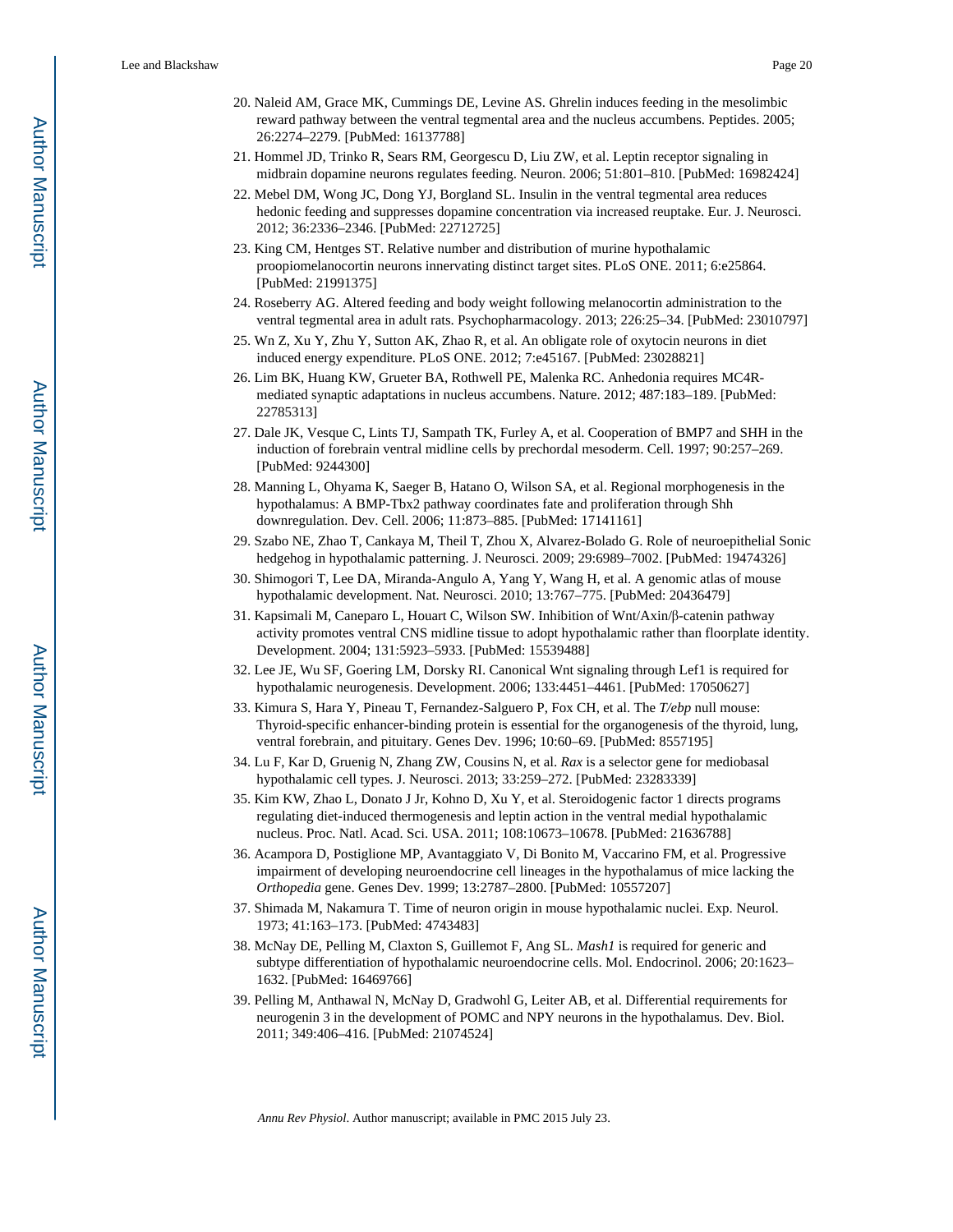20. Naleid AM, Grace MK, Cummings DE, Levine AS. Ghrelin induces feeding in the mesolimbic reward pathway between the ventral tegmental area and the nucleus accumbens. Peptides. 2005; 26:2274–2279. [PubMed: 16137788]
21. Hommel JD, Trinko R, Sears RM, Georgescu D, Liu ZW, et al. Leptin receptor signaling in midbrain dopamine neurons regulates feeding. Neuron. 2006; 51:801–810. [PubMed: 16982424]
22. Mebel DM, Wong JC, Dong YJ, Borgland SL. Insulin in the ventral tegmental area reduces hedonic feeding and suppresses dopamine concentration via increased reuptake. Eur. J. Neurosci. 2012; 36:2336–2346. [PubMed: 22712725]
23. King CM, Hentges ST. Relative number and distribution of murine hypothalamic proopiomelanocortin neurons innervating distinct target sites. PLoS ONE. 2011; 6:e25864. [PubMed: 21991375]
24. Roseberry AG. Altered feeding and body weight following melanocortin administration to the ventral tegmental area in adult rats. Psychopharmacology. 2013; 226:25–34. [PubMed: 23010797]
25. Wn Z, Xu Y, Zhu Y, Sutton AK, Zhao R, et al. An obligate role of oxytocin neurons in diet induced energy expenditure. PLoS ONE. 2012; 7:e45167. [PubMed: 23028821]
26. Lim BK, Huang KW, Grueter BA, Rothwell PE, Malenka RC. Anhedonia requires MC4R-mediated synaptic adaptations in nucleus accumbens. Nature. 2012; 487:183–189. [PubMed: 22785313]
27. Dale JK, Vesque C, Lints TJ, Sampath TK, Furley A, et al. Cooperation of BMP7 and SHH in the induction of forebrain ventral midline cells by prechordal mesoderm. Cell. 1997; 90:257–269. [PubMed: 9244300]
28. Manning L, Ohyama K, Saeger B, Hatano O, Wilson SA, et al. Regional morphogenesis in the hypothalamus: A BMP-Tbx2 pathway coordinates fate and proliferation through Shh downregulation. Dev. Cell. 2006; 11:873–885. [PubMed: 17141161]
29. Szabo NE, Zhao T, Cankaya M, Theil T, Zhou X, Alvarez-Bolado G. Role of neuroepithelial Sonic hedgehog in hypothalamic patterning. J. Neurosci. 2009; 29:6989–7002. [PubMed: 19474326]
30. Shimogori T, Lee DA, Miranda-Angulo A, Yang Y, Wang H, et al. A genomic atlas of mouse hypothalamic development. Nat. Neurosci. 2010; 13:767–775. [PubMed: 20436479]
31. Kapsimali M, Caneparo L, Houart C, Wilson SW. Inhibition of Wnt/Axin/β-catenin pathway activity promotes ventral CNS midline tissue to adopt hypothalamic rather than floorplate identity. Development. 2004; 131:5923–5933. [PubMed: 15539488]
32. Lee JE, Wu SF, Goering LM, Dorsky RI. Canonical Wnt signaling through Lef1 is required for hypothalamic neurogenesis. Development. 2006; 133:4451–4461. [PubMed: 17050627]
33. Kimura S, Hara Y, Pineau T, Fernandez-Salguero P, Fox CH, et al. The *T/ebp* null mouse: Thyroid-specific enhancer-binding protein is essential for the organogenesis of the thyroid, lung, ventral forebrain, and pituitary. Genes Dev. 1996; 10:60–69. [PubMed: 8557195]
34. Lu F, Kar D, Gruenig N, Zhang ZW, Cousins N, et al. *Rax* is a selector gene for mediobasal hypothalamic cell types. J. Neurosci. 2013; 33:259–272. [PubMed: 23283339]
35. Kim KW, Zhao L, Donato J Jr, Kohno D, Xu Y, et al. Steroidogenic factor 1 directs programs regulating diet-induced thermogenesis and leptin action in the ventral medial hypothalamic nucleus. Proc. Natl. Acad. Sci. USA. 2011; 108:10673–10678. [PubMed: 21636788]
36. Acampora D, Postiglione MP, Avantaggiato V, Di Bonito M, Vaccarino FM, et al. Progressive impairment of developing neuroendocrine cell lineages in the hypothalamus of mice lacking the *Orthopedia* gene. Genes Dev. 1999; 13:2787–2800. [PubMed: 10557207]
37. Shimada M, Nakamura T. Time of neuron origin in mouse hypothalamic nuclei. Exp. Neurol. 1973; 41:163–173. [PubMed: 4743483]
38. McNay DE, Pelling M, Claxton S, Guillemot F, Ang SL. *Mash1* is required for generic and subtype differentiation of hypothalamic neuroendocrine cells. Mol. Endocrinol. 2006; 20:1623–1632. [PubMed: 16469766]
39. Pelling M, Anthawal N, McNay D, Gradwohl G, Leiter AB, et al. Differential requirements for neurogenin 3 in the development of POMC and NPY neurons in the hypothalamus. Dev. Biol. 2011; 349:406–416. [PubMed: 21074524]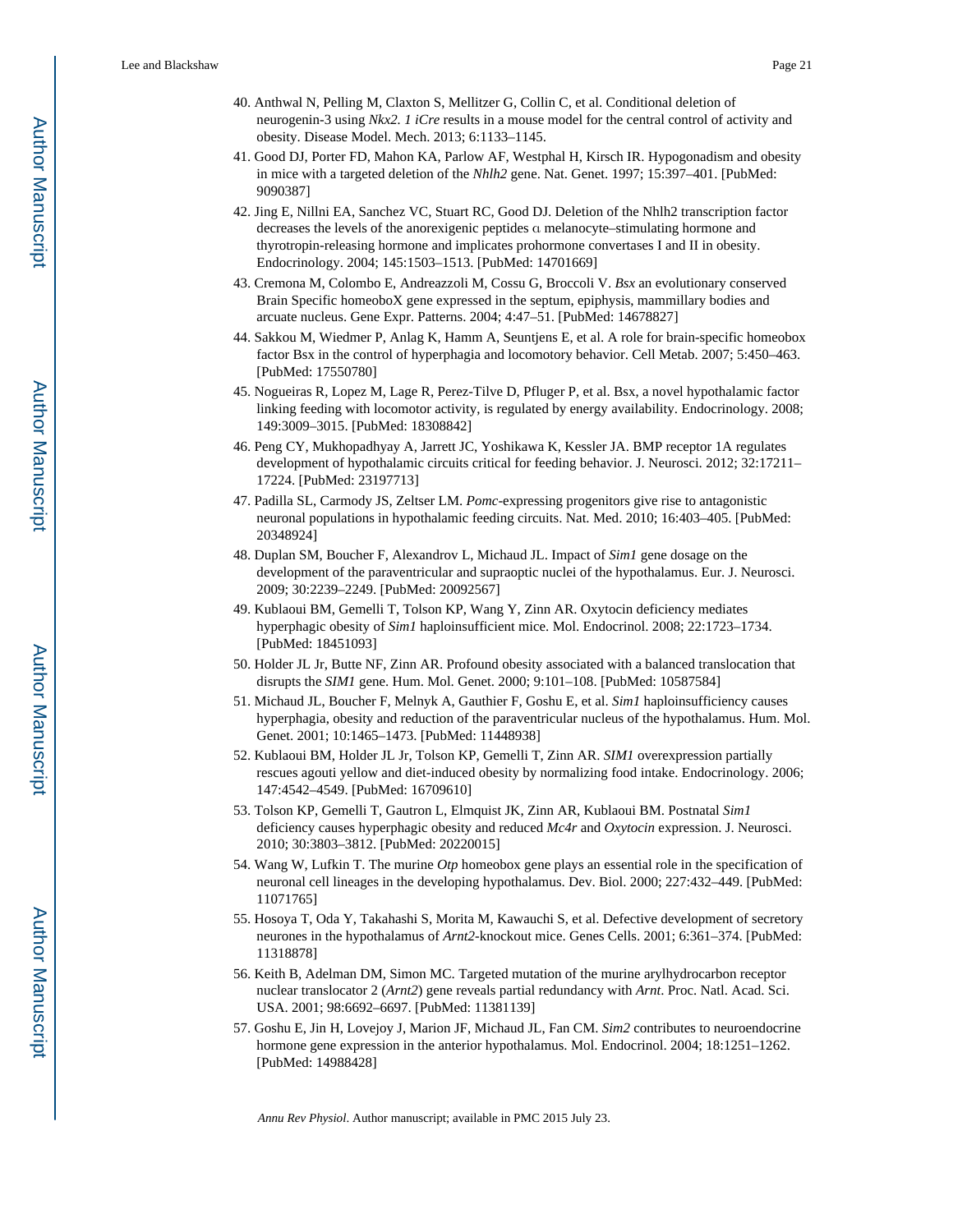40. Anthwal N, Pelling M, Claxton S, Mellitzer G, Collin C, et al. Conditional deletion of neurogenin-3 using *Nkx2. 1 iCre* results in a mouse model for the central control of activity and obesity. Disease Model. Mech. 2013; 6:1133–1145.
41. Good DJ, Porter FD, Mahon KA, Parlow AF, Westphal H, Kirsch IR. Hypogonadism and obesity in mice with a targeted deletion of the *Nhlh2* gene. Nat. Genet. 1997; 15:397–401. [PubMed: 9090387]
42. Jing E, Nillni EA, Sanchez VC, Stuart RC, Good DJ. Deletion of the Nhlh2 transcription factor decreases the levels of the anorexigenic peptides α melanocyte–stimulating hormone and thyrotropin-releasing hormone and implicates prohormone convertases I and II in obesity. Endocrinology. 2004; 145:1503–1513. [PubMed: 14701669]
43. Cremona M, Colombo E, Andreazzoli M, Cossu G, Broccoli V. *Bsx* an evolutionary conserved Brain Specific homeoboX gene expressed in the septum, epiphysis, mammillary bodies and arcuate nucleus. Gene Expr. Patterns. 2004; 4:47–51. [PubMed: 14678827]
44. Sakkou M, Wiedmer P, Anlag K, Hamm A, Seuntjens E, et al. A role for brain-specific homeobox factor Bsx in the control of hyperphagia and locomotory behavior. Cell Metab. 2007; 5:450–463. [PubMed: 17550780]
45. Nogueiras R, Lopez M, Lage R, Perez-Tilve D, Pfluger P, et al. Bsx, a novel hypothalamic factor linking feeding with locomotor activity, is regulated by energy availability. Endocrinology. 2008; 149:3009–3015. [PubMed: 18308842]
46. Peng CY, Mukhopadhyay A, Jarrett JC, Yoshikawa K, Kessler JA. BMP receptor 1A regulates development of hypothalamic circuits critical for feeding behavior. J. Neurosci. 2012; 32:17211–17224. [PubMed: 23197713]
47. Padilla SL, Carmody JS, Zeltser LM. *Pomc*-expressing progenitors give rise to antagonistic neuronal populations in hypothalamic feeding circuits. Nat. Med. 2010; 16:403–405. [PubMed: 20348924]
48. Duplan SM, Boucher F, Alexandrov L, Michaud JL. Impact of *Sim1* gene dosage on the development of the paraventricular and supraoptic nuclei of the hypothalamus. Eur. J. Neurosci. 2009; 30:2239–2249. [PubMed: 20092567]
49. Kublaoui BM, Gemelli T, Tolson KP, Wang Y, Zinn AR. Oxytocin deficiency mediates hyperphagic obesity of *Sim1* haploinsufficient mice. Mol. Endocrinol. 2008; 22:1723–1734. [PubMed: 18451093]
50. Holder JL Jr, Butte NF, Zinn AR. Profound obesity associated with a balanced translocation that disrupts the *SIM1* gene. Hum. Mol. Genet. 2000; 9:101–108. [PubMed: 10587584]
51. Michaud JL, Boucher F, Melnyk A, Gauthier F, Goshu E, et al. *Sim1* haploinsufficiency causes hyperphagia, obesity and reduction of the paraventricular nucleus of the hypothalamus. Hum. Mol. Genet. 2001; 10:1465–1473. [PubMed: 11448938]
52. Kublaoui BM, Holder JL Jr, Tolson KP, Gemelli T, Zinn AR. *SIM1* overexpression partially rescues agouti yellow and diet-induced obesity by normalizing food intake. Endocrinology. 2006; 147:4542–4549. [PubMed: 16709610]
53. Tolson KP, Gemelli T, Gautron L, Elmquist JK, Zinn AR, Kublaoui BM. Postnatal *Sim1* deficiency causes hyperphagic obesity and reduced *Mc4r* and *Oxytocin* expression. J. Neurosci. 2010; 30:3803–3812. [PubMed: 20220015]
54. Wang W, Lufkin T. The murine *Otp* homeobox gene plays an essential role in the specification of neuronal cell lineages in the developing hypothalamus. Dev. Biol. 2000; 227:432–449. [PubMed: 11071765]
55. Hosoya T, Oda Y, Takahashi S, Morita M, Kawauchi S, et al. Defective development of secretory neurones in the hypothalamus of *Arnt2*-knockout mice. Genes Cells. 2001; 6:361–374. [PubMed: 11318878]
56. Keith B, Adelman DM, Simon MC. Targeted mutation of the murine arylhydrocarbon receptor nuclear translocator 2 (*Arnt2*) gene reveals partial redundancy with *Arnt*. Proc. Natl. Acad. Sci. USA. 2001; 98:6692–6697. [PubMed: 11381139]
57. Goshu E, Jin H, Lovejoy J, Marion JF, Michaud JL, Fan CM. *Sim2* contributes to neuroendocrine hormone gene expression in the anterior hypothalamus. Mol. Endocrinol. 2004; 18:1251–1262. [PubMed: 14988428]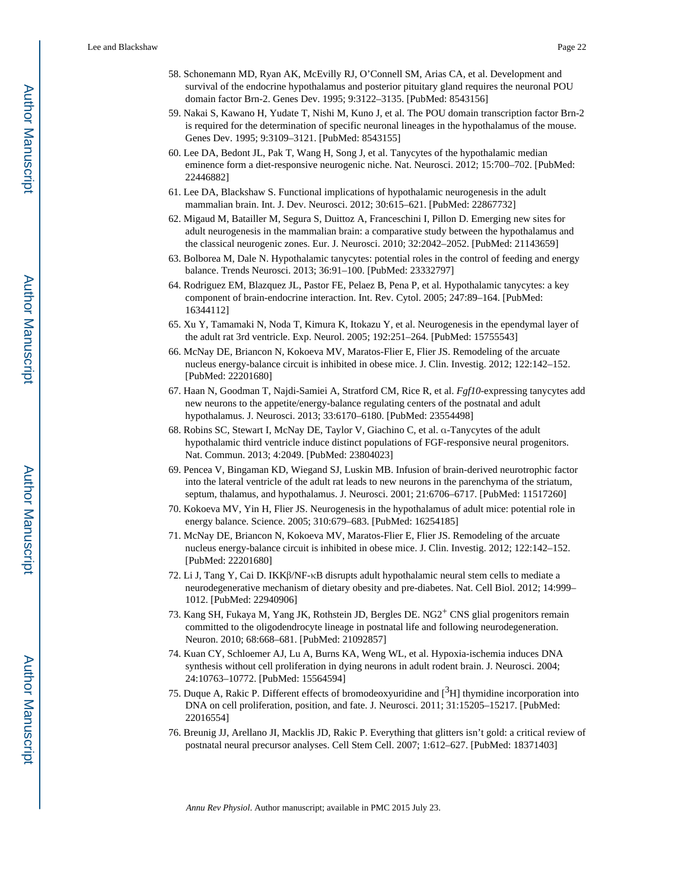58. Schonemann MD, Ryan AK, McEvilly RJ, O'Connell SM, Arias CA, et al. Development and survival of the endocrine hypothalamus and posterior pituitary gland requires the neuronal POU domain factor Brn-2. Genes Dev. 1995; 9:3122–3135. [PubMed: 8543156]
59. Nakai S, Kawano H, Yudate T, Nishi M, Kuno J, et al. The POU domain transcription factor Brn-2 is required for the determination of specific neuronal lineages in the hypothalamus of the mouse. Genes Dev. 1995; 9:3109–3121. [PubMed: 8543155]
60. Lee DA, Bedont JL, Pak T, Wang H, Song J, et al. Tanycytes of the hypothalamic median eminence form a diet-responsive neurogenic niche. Nat. Neurosci. 2012; 15:700–702. [PubMed: 22446882]
61. Lee DA, Blackshaw S. Functional implications of hypothalamic neurogenesis in the adult mammalian brain. Int. J. Dev. Neurosci. 2012; 30:615–621. [PubMed: 22867732]
62. Migaud M, Batailler M, Segura S, Duittoz A, Franceschini I, Pillon D. Emerging new sites for adult neurogenesis in the mammalian brain: a comparative study between the hypothalamus and the classical neurogenic zones. Eur. J. Neurosci. 2010; 32:2042–2052. [PubMed: 21143659]
63. Bolborea M, Dale N. Hypothalamic tanycytes: potential roles in the control of feeding and energy balance. Trends Neurosci. 2013; 36:91–100. [PubMed: 23332797]
64. Rodriguez EM, Blazquez JL, Pastor FE, Pelaez B, Pena P, et al. Hypothalamic tanycytes: a key component of brain-endocrine interaction. Int. Rev. Cytol. 2005; 247:89–164. [PubMed: 16344112]
65. Xu Y, Tamamaki N, Noda T, Kimura K, Itokazu Y, et al. Neurogenesis in the ependymal layer of the adult rat 3rd ventricle. Exp. Neurol. 2005; 192:251–264. [PubMed: 15755543]
66. McNay DE, Briancon N, Kokoeva MV, Maratos-Flier E, Flier JS. Remodeling of the arcuate nucleus energy-balance circuit is inhibited in obese mice. J. Clin. Investig. 2012; 122:142–152. [PubMed: 22201680]
67. Haan N, Goodman T, Najdi-Samiei A, Stratford CM, Rice R, et al. *Fgf10*-expressing tanycytes add new neurons to the appetite/energy-balance regulating centers of the postnatal and adult hypothalamus. J. Neurosci. 2013; 33:6170–6180. [PubMed: 23554498]
68. Robins SC, Stewart I, McNay DE, Taylor V, Giachino C, et al. α-Tanycytes of the adult hypothalamic third ventricle induce distinct populations of FGF-responsive neural progenitors. Nat. Commun. 2013; 4:2049. [PubMed: 23804023]
69. Pencea V, Bingaman KD, Wiegand SJ, Luskin MB. Infusion of brain-derived neurotrophic factor into the lateral ventricle of the adult rat leads to new neurons in the parenchyma of the striatum, septum, thalamus, and hypothalamus. J. Neurosci. 2001; 21:6706–6717. [PubMed: 11517260]
70. Kokoeva MV, Yin H, Flier JS. Neurogenesis in the hypothalamus of adult mice: potential role in energy balance. Science. 2005; 310:679–683. [PubMed: 16254185]
71. McNay DE, Briancon N, Kokoeva MV, Maratos-Flier E, Flier JS. Remodeling of the arcuate nucleus energy-balance circuit is inhibited in obese mice. J. Clin. Investig. 2012; 122:142–152. [PubMed: 22201680]
72. Li J, Tang Y, Cai D. IKKβ/NF-κB disrupts adult hypothalamic neural stem cells to mediate a neurodegenerative mechanism of dietary obesity and pre-diabetes. Nat. Cell Biol. 2012; 14:999–1012. [PubMed: 22940906]
73. Kang SH, Fukaya M, Yang JK, Rothstein JD, Bergles DE. $NG2^+$ CNS glial progenitors remain committed to the oligodendrocyte lineage in postnatal life and following neurodegeneration. Neuron. 2010; 68:668–681. [PubMed: 21092857]
74. Kuan CY, Schloemer AJ, Lu A, Burns KA, Weng WL, et al. Hypoxia-ischemia induces DNA synthesis without cell proliferation in dying neurons in adult rodent brain. J. Neurosci. 2004; 24:10763–10772. [PubMed: 15564594]
75. Duque A, Rakic P. Different effects of bromodeoxyuridine and [$^3$H] thymidine incorporation into DNA on cell proliferation, position, and fate. J. Neurosci. 2011; 31:15205–15217. [PubMed: 22016554]
76. Breunig JJ, Arellano JI, Macklis JD, Rakic P. Everything that glitters isn't gold: a critical review of postnatal neural precursor analyses. Cell Stem Cell. 2007; 1:612–627. [PubMed: 18371403]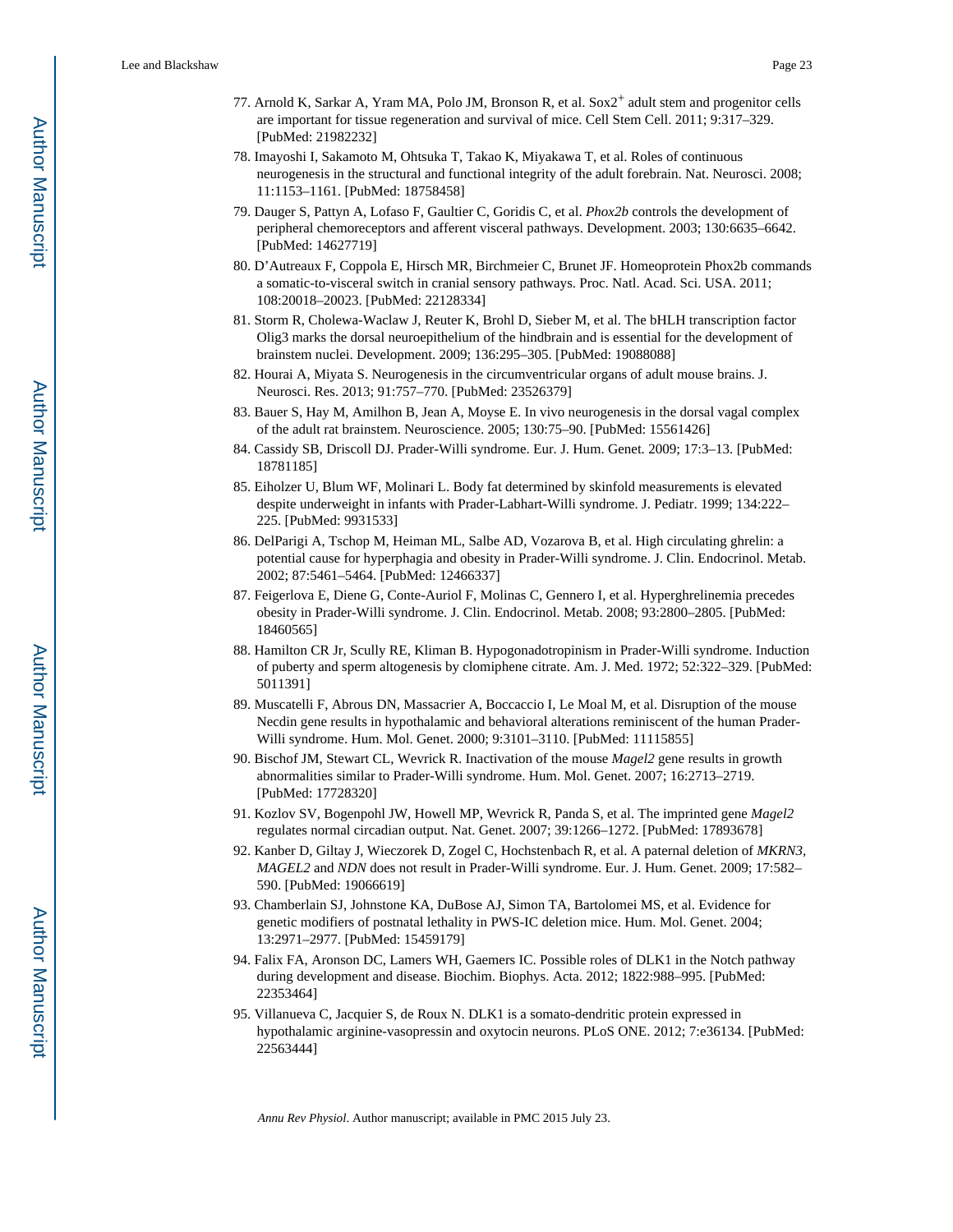77. Arnold K, Sarkar A, Yram MA, Polo JM, Bronson R, et al. Sox2$^{+}$ adult stem and progenitor cells are important for tissue regeneration and survival of mice. Cell Stem Cell. 2011; 9:317–329. [PubMed: 21982232]
78. Imayoshi I, Sakamoto M, Ohtsuka T, Takao K, Miyakawa T, et al. Roles of continuous neurogenesis in the structural and functional integrity of the adult forebrain. Nat. Neurosci. 2008; 11:1153–1161. [PubMed: 18758458]
79. Dauger S, Pattyn A, Lofaso F, Gaultier C, Goridis C, et al. *Phox2b* controls the development of peripheral chemoreceptors and afferent visceral pathways. Development. 2003; 130:6635–6642. [PubMed: 14627719]
80. D'Autreaux F, Coppola E, Hirsch MR, Birchmeier C, Brunet JF. Homeoprotein Phox2b commands a somatic-to-visceral switch in cranial sensory pathways. Proc. Natl. Acad. Sci. USA. 2011; 108:20018–20023. [PubMed: 22128334]
81. Storm R, Cholewa-Waclaw J, Reuter K, Brohl D, Sieber M, et al. The bHLH transcription factor Olig3 marks the dorsal neuroepithelium of the hindbrain and is essential for the development of brainstem nuclei. Development. 2009; 136:295–305. [PubMed: 19088088]
82. Hourai A, Miyata S. Neurogenesis in the circumventricular organs of adult mouse brains. J. Neurosci. Res. 2013; 91:757–770. [PubMed: 23526379]
83. Bauer S, Hay M, Amilhon B, Jean A, Moyse E. In vivo neurogenesis in the dorsal vagal complex of the adult rat brainstem. Neuroscience. 2005; 130:75–90. [PubMed: 15561426]
84. Cassidy SB, Driscoll DJ. Prader-Willi syndrome. Eur. J. Hum. Genet. 2009; 17:3–13. [PubMed: 18781185]
85. Eiholzer U, Blum WF, Molinari L. Body fat determined by skinfold measurements is elevated despite underweight in infants with Prader-Labhart-Willi syndrome. J. Pediatr. 1999; 134:222–225. [PubMed: 9931533]
86. DelParigi A, Tschop M, Heiman ML, Salbe AD, Vozarova B, et al. High circulating ghrelin: a potential cause for hyperphagia and obesity in Prader-Willi syndrome. J. Clin. Endocrinol. Metab. 2002; 87:5461–5464. [PubMed: 12466337]
87. Feigerlova E, Diene G, Conte-Auriol F, Molinas C, Gennero I, et al. Hyperghrelinemia precedes obesity in Prader-Willi syndrome. J. Clin. Endocrinol. Metab. 2008; 93:2800–2805. [PubMed: 18460565]
88. Hamilton CR Jr, Scully RE, Kliman B. Hypogonadotropinism in Prader-Willi syndrome. Induction of puberty and sperm altogenesis by clomiphene citrate. Am. J. Med. 1972; 52:322–329. [PubMed: 5011391]
89. Muscatelli F, Abrous DN, Massacrier A, Boccaccio I, Le Moal M, et al. Disruption of the mouse Necdin gene results in hypothalamic and behavioral alterations reminiscent of the human Prader-Willi syndrome. Hum. Mol. Genet. 2000; 9:3101–3110. [PubMed: 11115855]
90. Bischof JM, Stewart CL, Wevrick R. Inactivation of the mouse *Magel2* gene results in growth abnormalities similar to Prader-Willi syndrome. Hum. Mol. Genet. 2007; 16:2713–2719. [PubMed: 17728320]
91. Kozlov SV, Bogenpohl JW, Howell MP, Wevrick R, Panda S, et al. The imprinted gene *Magel2* regulates normal circadian output. Nat. Genet. 2007; 39:1266–1272. [PubMed: 17893678]
92. Kanber D, Giltay J, Wieczorek D, Zogel C, Hochstenbach R, et al. A paternal deletion of *MKRN3*, *MAGEL2* and *NDN* does not result in Prader-Willi syndrome. Eur. J. Hum. Genet. 2009; 17:582–590. [PubMed: 19066619]
93. Chamberlain SJ, Johnstone KA, DuBose AJ, Simon TA, Bartolomei MS, et al. Evidence for genetic modifiers of postnatal lethality in PWS-IC deletion mice. Hum. Mol. Genet. 2004; 13:2971–2977. [PubMed: 15459179]
94. Falix FA, Aronson DC, Lamers WH, Gaemers IC. Possible roles of DLK1 in the Notch pathway during development and disease. Biochim. Biophys. Acta. 2012; 1822:988–995. [PubMed: 22353464]
95. Villanueva C, Jacquier S, de Roux N. DLK1 is a somato-dendritic protein expressed in hypothalamic arginine-vasopressin and oxytocin neurons. PLoS ONE. 2012; 7:e36134. [PubMed: 22563444]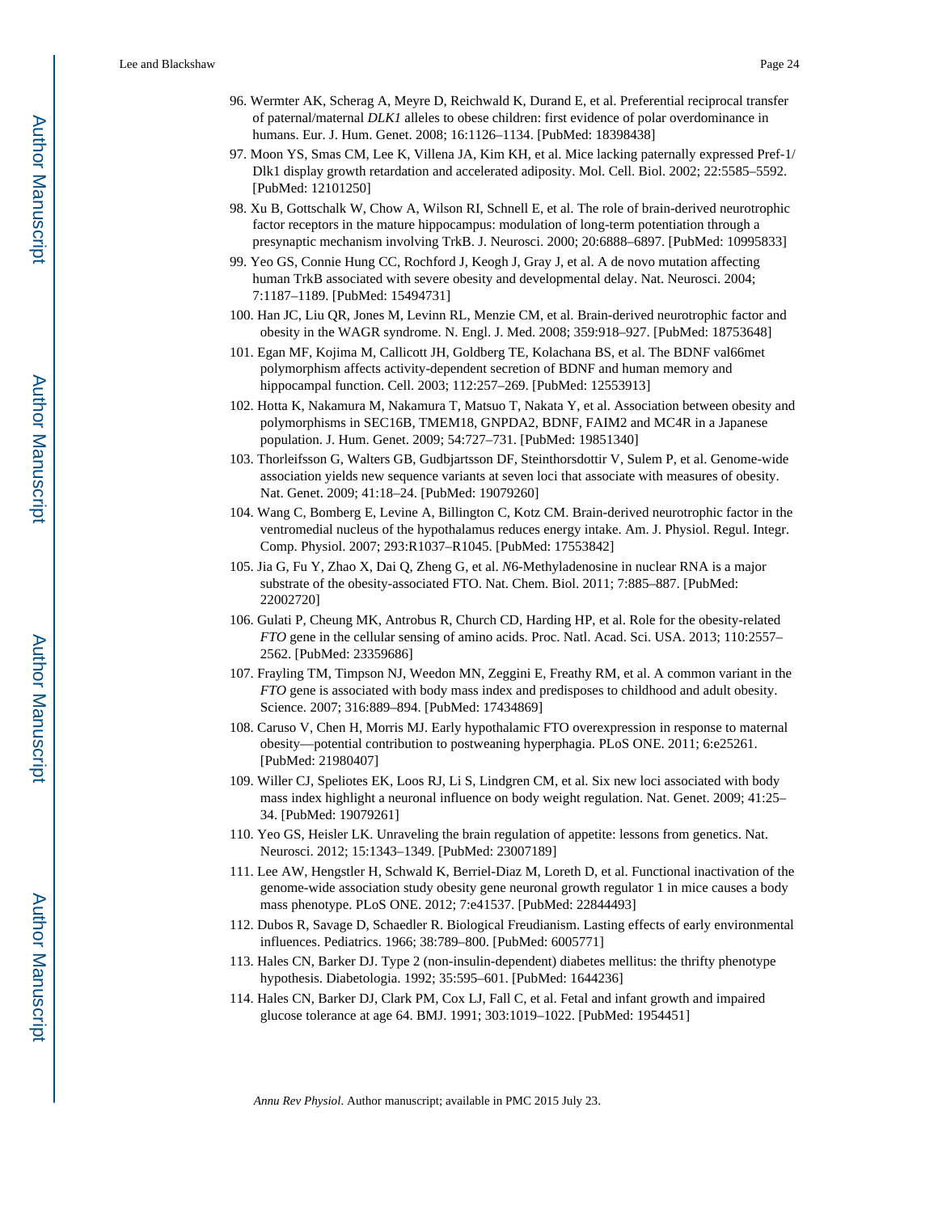96. Wermter AK, Scherag A, Meyre D, Reichwald K, Durand E, et al. Preferential reciprocal transfer of paternal/maternal *DLK1* alleles to obese children: first evidence of polar overdominance in humans. Eur. J. Hum. Genet. 2008; 16:1126–1134. [PubMed: 18398438]
97. Moon YS, Smas CM, Lee K, Villena JA, Kim KH, et al. Mice lacking paternally expressed Pref-1/Dlk1 display growth retardation and accelerated adiposity. Mol. Cell. Biol. 2002; 22:5585–5592. [PubMed: 12101250]
98. Xu B, Gottschalk W, Chow A, Wilson RI, Schnell E, et al. The role of brain-derived neurotrophic factor receptors in the mature hippocampus: modulation of long-term potentiation through a presynaptic mechanism involving TrkB. J. Neurosci. 2000; 20:6888–6897. [PubMed: 10995833]
99. Yeo GS, Connie Hung CC, Rochford J, Keogh J, Gray J, et al. A de novo mutation affecting human TrkB associated with severe obesity and developmental delay. Nat. Neurosci. 2004; 7:1187–1189. [PubMed: 15494731]
100. Han JC, Liu QR, Jones M, Levinn RL, Menzie CM, et al. Brain-derived neurotrophic factor and obesity in the WAGR syndrome. N. Engl. J. Med. 2008; 359:918–927. [PubMed: 18753648]
101. Egan MF, Kojima M, Callicott JH, Goldberg TE, Kolachana BS, et al. The BDNF val66met polymorphism affects activity-dependent secretion of BDNF and human memory and hippocampal function. Cell. 2003; 112:257–269. [PubMed: 12553913]
102. Hotta K, Nakamura M, Nakamura T, Matsuo T, Nakata Y, et al. Association between obesity and polymorphisms in SEC16B, TMEM18, GNPDA2, BDNF, FAIM2 and MC4R in a Japanese population. J. Hum. Genet. 2009; 54:727–731. [PubMed: 19851340]
103. Thorleifsson G, Walters GB, Gudbjartsson DF, Steinthorsdottir V, Sulem P, et al. Genome-wide association yields new sequence variants at seven loci that associate with measures of obesity. Nat. Genet. 2009; 41:18–24. [PubMed: 19079260]
104. Wang C, Bomberg E, Levine A, Billington C, Kotz CM. Brain-derived neurotrophic factor in the ventromedial nucleus of the hypothalamus reduces energy intake. Am. J. Physiol. Regul. Integr. Comp. Physiol. 2007; 293:R1037–R1045. [PubMed: 17553842]
105. Jia G, Fu Y, Zhao X, Dai Q, Zheng G, et al. *N*6-Methyladenosine in nuclear RNA is a major substrate of the obesity-associated FTO. Nat. Chem. Biol. 2011; 7:885–887. [PubMed: 22002720]
106. Gulati P, Cheung MK, Antrobus R, Church CD, Harding HP, et al. Role for the obesity-related *FTO* gene in the cellular sensing of amino acids. Proc. Natl. Acad. Sci. USA. 2013; 110:2557–2562. [PubMed: 23359686]
107. Frayling TM, Timpson NJ, Weedon MN, Zeggini E, Freathy RM, et al. A common variant in the *FTO* gene is associated with body mass index and predisposes to childhood and adult obesity. Science. 2007; 316:889–894. [PubMed: 17434869]
108. Caruso V, Chen H, Morris MJ. Early hypothalamic FTO overexpression in response to maternal obesity—potential contribution to postweaning hyperphagia. PLoS ONE. 2011; 6:e25261. [PubMed: 21980407]
109. Willer CJ, Speliotes EK, Loos RJ, Li S, Lindgren CM, et al. Six new loci associated with body mass index highlight a neuronal influence on body weight regulation. Nat. Genet. 2009; 41:25–34. [PubMed: 19079261]
110. Yeo GS, Heisler LK. Unraveling the brain regulation of appetite: lessons from genetics. Nat. Neurosci. 2012; 15:1343–1349. [PubMed: 23007189]
111. Lee AW, Hengstler H, Schwald K, Berriel-Diaz M, Loreth D, et al. Functional inactivation of the genome-wide association study obesity gene neuronal growth regulator 1 in mice causes a body mass phenotype. PLoS ONE. 2012; 7:e41537. [PubMed: 22844493]
112. Dubos R, Savage D, Schaedler R. Biological Freudianism. Lasting effects of early environmental influences. Pediatrics. 1966; 38:789–800. [PubMed: 6005771]
113. Hales CN, Barker DJ. Type 2 (non-insulin-dependent) diabetes mellitus: the thrifty phenotype hypothesis. Diabetologia. 1992; 35:595–601. [PubMed: 1644236]
114. Hales CN, Barker DJ, Clark PM, Cox LJ, Fall C, et al. Fetal and infant growth and impaired glucose tolerance at age 64. BMJ. 1991; 303:1019–1022. [PubMed: 1954451]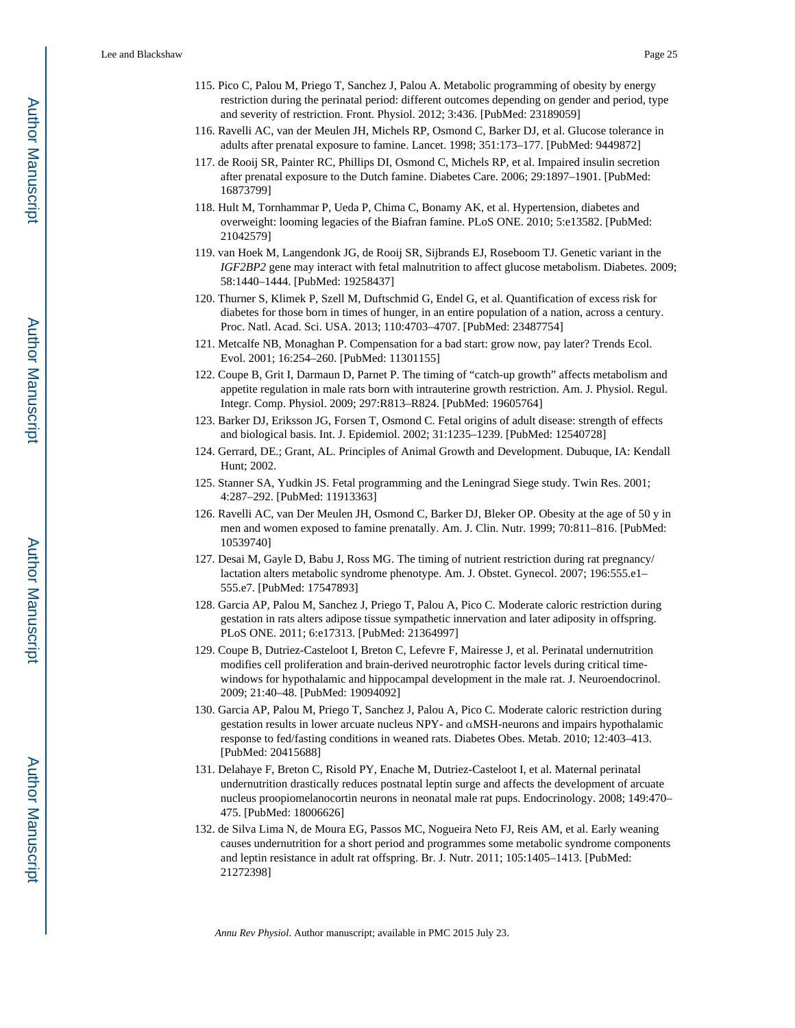115. Pico C, Palou M, Priego T, Sanchez J, Palou A. Metabolic programming of obesity by energy restriction during the perinatal period: different outcomes depending on gender and period, type and severity of restriction. Front. Physiol. 2012; 3:436. [PubMed: 23189059]
116. Ravelli AC, van der Meulen JH, Michels RP, Osmond C, Barker DJ, et al. Glucose tolerance in adults after prenatal exposure to famine. Lancet. 1998; 351:173–177. [PubMed: 9449872]
117. de Rooij SR, Painter RC, Phillips DI, Osmond C, Michels RP, et al. Impaired insulin secretion after prenatal exposure to the Dutch famine. Diabetes Care. 2006; 29:1897–1901. [PubMed: 16873799]
118. Hult M, Tornhammar P, Ueda P, Chima C, Bonamy AK, et al. Hypertension, diabetes and overweight: looming legacies of the Biafran famine. PLoS ONE. 2010; 5:e13582. [PubMed: 21042579]
119. van Hoek M, Langendonk JG, de Rooij SR, Sijbrands EJ, Roseboom TJ. Genetic variant in the *IGF2BP2* gene may interact with fetal malnutrition to affect glucose metabolism. Diabetes. 2009; 58:1440–1444. [PubMed: 19258437]
120. Thurner S, Klimek P, Szell M, Duftschmid G, Endel G, et al. Quantification of excess risk for diabetes for those born in times of hunger, in an entire population of a nation, across a century. Proc. Natl. Acad. Sci. USA. 2013; 110:4703–4707. [PubMed: 23487754]
121. Metcalfe NB, Monaghan P. Compensation for a bad start: grow now, pay later? Trends Ecol. Evol. 2001; 16:254–260. [PubMed: 11301155]
122. Coupe B, Grit I, Darmaun D, Parnet P. The timing of "catch-up growth" affects metabolism and appetite regulation in male rats born with intrauterine growth restriction. Am. J. Physiol. Regul. Integr. Comp. Physiol. 2009; 297:R813–R824. [PubMed: 19605764]
123. Barker DJ, Eriksson JG, Forsen T, Osmond C. Fetal origins of adult disease: strength of effects and biological basis. Int. J. Epidemiol. 2002; 31:1235–1239. [PubMed: 12540728]
124. Gerrard, DE.; Grant, AL. Principles of Animal Growth and Development. Dubuque, IA: Kendall Hunt; 2002.
125. Stanner SA, Yudkin JS. Fetal programming and the Leningrad Siege study. Twin Res. 2001; 4:287–292. [PubMed: 11913363]
126. Ravelli AC, van Der Meulen JH, Osmond C, Barker DJ, Bleker OP. Obesity at the age of 50 y in men and women exposed to famine prenatally. Am. J. Clin. Nutr. 1999; 70:811–816. [PubMed: 10539740]
127. Desai M, Gayle D, Babu J, Ross MG. The timing of nutrient restriction during rat pregnancy/lactation alters metabolic syndrome phenotype. Am. J. Obstet. Gynecol. 2007; 196:555.e1–555.e7. [PubMed: 17547893]
128. Garcia AP, Palou M, Sanchez J, Priego T, Palou A, Pico C. Moderate caloric restriction during gestation in rats alters adipose tissue sympathetic innervation and later adiposity in offspring. PLoS ONE. 2011; 6:e17313. [PubMed: 21364997]
129. Coupe B, Dutriez-Casteloot I, Breton C, Lefevre F, Mairesse J, et al. Perinatal undernutrition modifies cell proliferation and brain-derived neurotrophic factor levels during critical time-windows for hypothalamic and hippocampal development in the male rat. J. Neuroendocrinol. 2009; 21:40–48. [PubMed: 19094092]
130. Garcia AP, Palou M, Priego T, Sanchez J, Palou A, Pico C. Moderate caloric restriction during gestation results in lower arcuate nucleus NPY- and αMSH-neurons and impairs hypothalamic response to fed/fasting conditions in weaned rats. Diabetes Obes. Metab. 2010; 12:403–413. [PubMed: 20415688]
131. Delahaye F, Breton C, Risold PY, Enache M, Dutriez-Casteloot I, et al. Maternal perinatal undernutrition drastically reduces postnatal leptin surge and affects the development of arcuate nucleus proopiomelanocortin neurons in neonatal male rat pups. Endocrinology. 2008; 149:470–475. [PubMed: 18006626]
132. de Silva Lima N, de Moura EG, Passos MC, Nogueira Neto FJ, Reis AM, et al. Early weaning causes undernutrition for a short period and programmes some metabolic syndrome components and leptin resistance in adult rat offspring. Br. J. Nutr. 2011; 105:1405–1413. [PubMed: 21272398]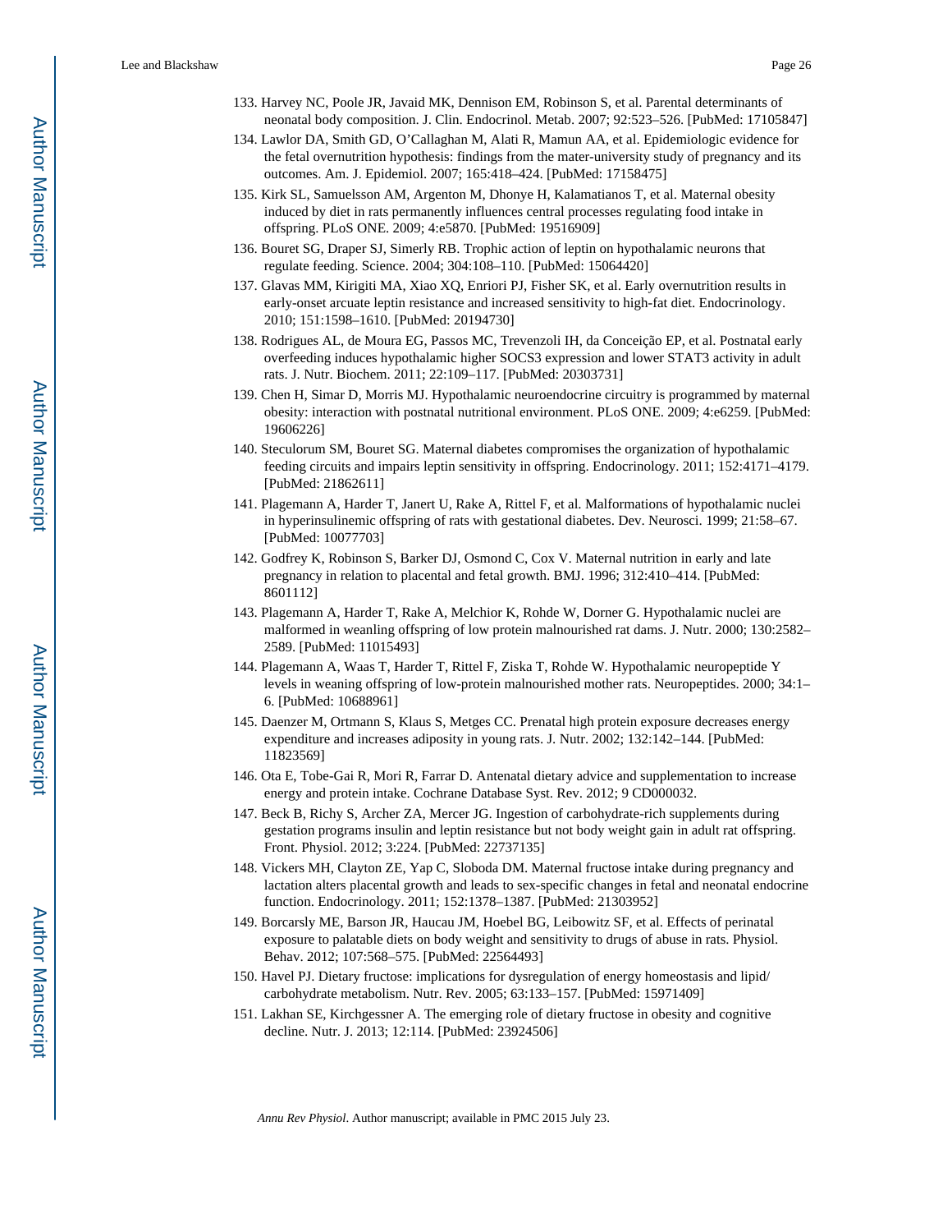133. Harvey NC, Poole JR, Javaid MK, Dennison EM, Robinson S, et al. Parental determinants of neonatal body composition. J. Clin. Endocrinol. Metab. 2007; 92:523–526. [PubMed: 17105847]

134. Lawlor DA, Smith GD, O'Callaghan M, Alati R, Mamun AA, et al. Epidemiologic evidence for the fetal overnutrition hypothesis: findings from the mater-university study of pregnancy and its outcomes. Am. J. Epidemiol. 2007; 165:418–424. [PubMed: 17158475]

135. Kirk SL, Samuelsson AM, Argenton M, Dhonye H, Kalamatianos T, et al. Maternal obesity induced by diet in rats permanently influences central processes regulating food intake in offspring. PLoS ONE. 2009; 4:e5870. [PubMed: 19516909]

136. Bouret SG, Draper SJ, Simerly RB. Trophic action of leptin on hypothalamic neurons that regulate feeding. Science. 2004; 304:108–110. [PubMed: 15064420]

137. Glavas MM, Kirigiti MA, Xiao XQ, Enriori PJ, Fisher SK, et al. Early overnutrition results in early-onset arcuate leptin resistance and increased sensitivity to high-fat diet. Endocrinology. 2010; 151:1598–1610. [PubMed: 20194730]

138. Rodrigues AL, de Moura EG, Passos MC, Trevenzoli IH, da Conceição EP, et al. Postnatal early overfeeding induces hypothalamic higher SOCS3 expression and lower STAT3 activity in adult rats. J. Nutr. Biochem. 2011; 22:109–117. [PubMed: 20303731]

139. Chen H, Simar D, Morris MJ. Hypothalamic neuroendocrine circuitry is programmed by maternal obesity: interaction with postnatal nutritional environment. PLoS ONE. 2009; 4:e6259. [PubMed: 19606226]

140. Steculorum SM, Bouret SG. Maternal diabetes compromises the organization of hypothalamic feeding circuits and impairs leptin sensitivity in offspring. Endocrinology. 2011; 152:4171–4179. [PubMed: 21862611]

141. Plagemann A, Harder T, Janert U, Rake A, Rittel F, et al. Malformations of hypothalamic nuclei in hyperinsulinemic offspring of rats with gestational diabetes. Dev. Neurosci. 1999; 21:58–67. [PubMed: 10077703]

142. Godfrey K, Robinson S, Barker DJ, Osmond C, Cox V. Maternal nutrition in early and late pregnancy in relation to placental and fetal growth. BMJ. 1996; 312:410–414. [PubMed: 8601112]

143. Plagemann A, Harder T, Rake A, Melchior K, Rohde W, Dorner G. Hypothalamic nuclei are malformed in weanling offspring of low protein malnourished rat dams. J. Nutr. 2000; 130:2582–2589. [PubMed: 11015493]

144. Plagemann A, Waas T, Harder T, Rittel F, Ziska T, Rohde W. Hypothalamic neuropeptide Y levels in weaning offspring of low-protein malnourished mother rats. Neuropeptides. 2000; 34:1–6. [PubMed: 10688961]

145. Daenzer M, Ortmann S, Klaus S, Metges CC. Prenatal high protein exposure decreases energy expenditure and increases adiposity in young rats. J. Nutr. 2002; 132:142–144. [PubMed: 11823569]

146. Ota E, Tobe-Gai R, Mori R, Farrar D. Antenatal dietary advice and supplementation to increase energy and protein intake. Cochrane Database Syst. Rev. 2012; 9 CD000032.

147. Beck B, Richy S, Archer ZA, Mercer JG. Ingestion of carbohydrate-rich supplements during gestation programs insulin and leptin resistance but not body weight gain in adult rat offspring. Front. Physiol. 2012; 3:224. [PubMed: 22737135]

148. Vickers MH, Clayton ZE, Yap C, Sloboda DM. Maternal fructose intake during pregnancy and lactation alters placental growth and leads to sex-specific changes in fetal and neonatal endocrine function. Endocrinology. 2011; 152:1378–1387. [PubMed: 21303952]

149. Borcarsly ME, Barson JR, Haucau JM, Hoebel BG, Leibowitz SF, et al. Effects of perinatal exposure to palatable diets on body weight and sensitivity to drugs of abuse in rats. Physiol. Behav. 2012; 107:568–575. [PubMed: 22564493]

150. Havel PJ. Dietary fructose: implications for dysregulation of energy homeostasis and lipid/carbohydrate metabolism. Nutr. Rev. 2005; 63:133–157. [PubMed: 15971409]

151. Lakhan SE, Kirchgessner A. The emerging role of dietary fructose in obesity and cognitive decline. Nutr. J. 2013; 12:114. [PubMed: 23924506]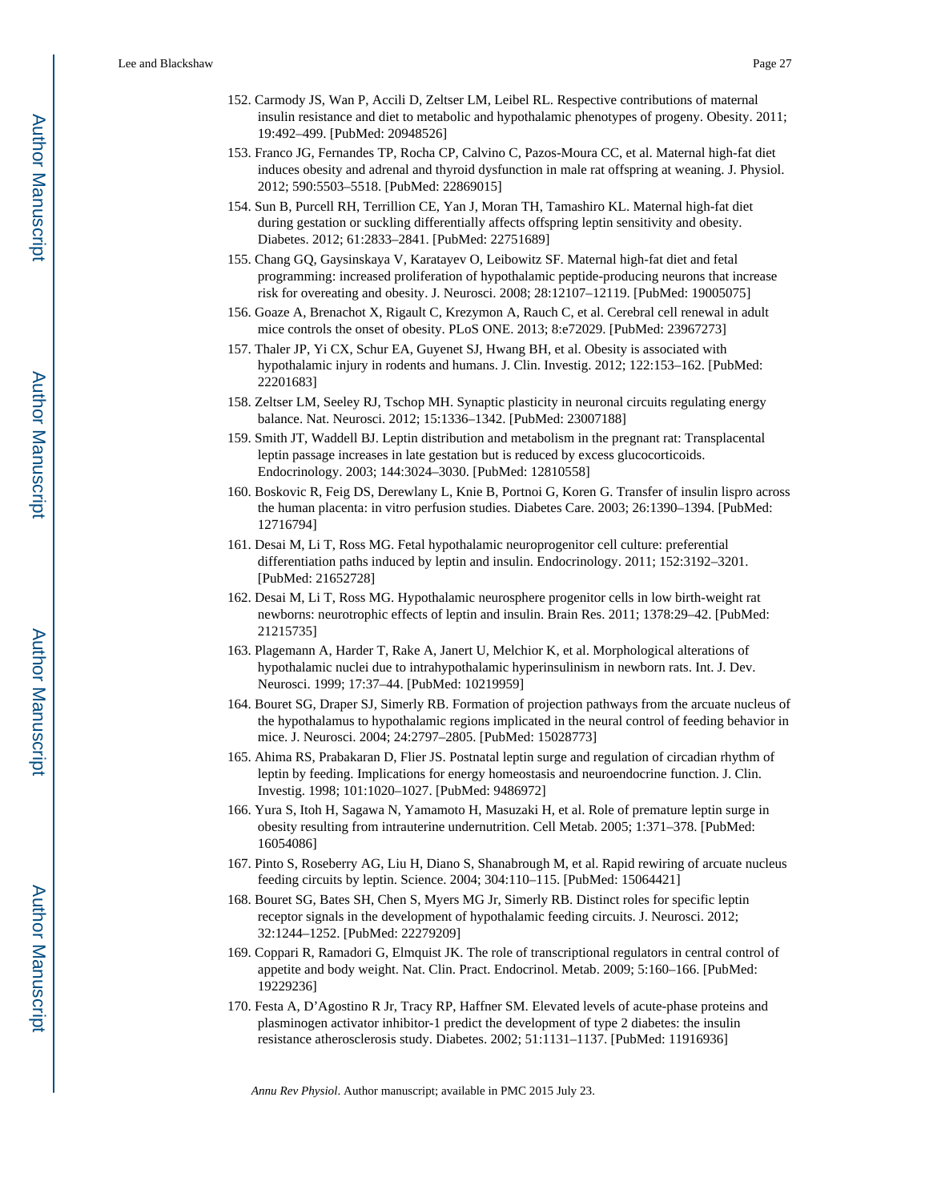152. Carmody JS, Wan P, Accili D, Zeltser LM, Leibel RL. Respective contributions of maternal insulin resistance and diet to metabolic and hypothalamic phenotypes of progeny. Obesity. 2011; 19:492–499. [PubMed: 20948526]
153. Franco JG, Fernandes TP, Rocha CP, Calvino C, Pazos-Moura CC, et al. Maternal high-fat diet induces obesity and adrenal and thyroid dysfunction in male rat offspring at weaning. J. Physiol. 2012; 590:5503–5518. [PubMed: 22869015]
154. Sun B, Purcell RH, Terrillion CE, Yan J, Moran TH, Tamashiro KL. Maternal high-fat diet during gestation or suckling differentially affects offspring leptin sensitivity and obesity. Diabetes. 2012; 61:2833–2841. [PubMed: 22751689]
155. Chang GQ, Gaysinskaya V, Karatayev O, Leibowitz SF. Maternal high-fat diet and fetal programming: increased proliferation of hypothalamic peptide-producing neurons that increase risk for overeating and obesity. J. Neurosci. 2008; 28:12107–12119. [PubMed: 19005075]
156. Goaze A, Brenachot X, Rigault C, Krezymon A, Rauch C, et al. Cerebral cell renewal in adult mice controls the onset of obesity. PLoS ONE. 2013; 8:e72029. [PubMed: 23967273]
157. Thaler JP, Yi CX, Schur EA, Guyenet SJ, Hwang BH, et al. Obesity is associated with hypothalamic injury in rodents and humans. J. Clin. Investig. 2012; 122:153–162. [PubMed: 22201683]
158. Zeltser LM, Seeley RJ, Tschop MH. Synaptic plasticity in neuronal circuits regulating energy balance. Nat. Neurosci. 2012; 15:1336–1342. [PubMed: 23007188]
159. Smith JT, Waddell BJ. Leptin distribution and metabolism in the pregnant rat: Transplacental leptin passage increases in late gestation but is reduced by excess glucocorticoids. Endocrinology. 2003; 144:3024–3030. [PubMed: 12810558]
160. Boskovic R, Feig DS, Derewlany L, Knie B, Portnoi G, Koren G. Transfer of insulin lispro across the human placenta: in vitro perfusion studies. Diabetes Care. 2003; 26:1390–1394. [PubMed: 12716794]
161. Desai M, Li T, Ross MG. Fetal hypothalamic neuroprogenitor cell culture: preferential differentiation paths induced by leptin and insulin. Endocrinology. 2011; 152:3192–3201. [PubMed: 21652728]
162. Desai M, Li T, Ross MG. Hypothalamic neurosphere progenitor cells in low birth-weight rat newborns: neurotrophic effects of leptin and insulin. Brain Res. 2011; 1378:29–42. [PubMed: 21215735]
163. Plagemann A, Harder T, Rake A, Janert U, Melchior K, et al. Morphological alterations of hypothalamic nuclei due to intrahypothalamic hyperinsulinism in newborn rats. Int. J. Dev. Neurosci. 1999; 17:37–44. [PubMed: 10219959]
164. Bouret SG, Draper SJ, Simerly RB. Formation of projection pathways from the arcuate nucleus of the hypothalamus to hypothalamic regions implicated in the neural control of feeding behavior in mice. J. Neurosci. 2004; 24:2797–2805. [PubMed: 15028773]
165. Ahima RS, Prabakaran D, Flier JS. Postnatal leptin surge and regulation of circadian rhythm of leptin by feeding. Implications for energy homeostasis and neuroendocrine function. J. Clin. Investig. 1998; 101:1020–1027. [PubMed: 9486972]
166. Yura S, Itoh H, Sagawa N, Yamamoto H, Masuzaki H, et al. Role of premature leptin surge in obesity resulting from intrauterine undernutrition. Cell Metab. 2005; 1:371–378. [PubMed: 16054086]
167. Pinto S, Roseberry AG, Liu H, Diano S, Shanabrough M, et al. Rapid rewiring of arcuate nucleus feeding circuits by leptin. Science. 2004; 304:110–115. [PubMed: 15064421]
168. Bouret SG, Bates SH, Chen S, Myers MG Jr, Simerly RB. Distinct roles for specific leptin receptor signals in the development of hypothalamic feeding circuits. J. Neurosci. 2012; 32:1244–1252. [PubMed: 22279209]
169. Coppari R, Ramadori G, Elmquist JK. The role of transcriptional regulators in central control of appetite and body weight. Nat. Clin. Pract. Endocrinol. Metab. 2009; 5:160–166. [PubMed: 19229236]
170. Festa A, D'Agostino R Jr, Tracy RP, Haffner SM. Elevated levels of acute-phase proteins and plasminogen activator inhibitor-1 predict the development of type 2 diabetes: the insulin resistance atherosclerosis study. Diabetes. 2002; 51:1131–1137. [PubMed: 11916936]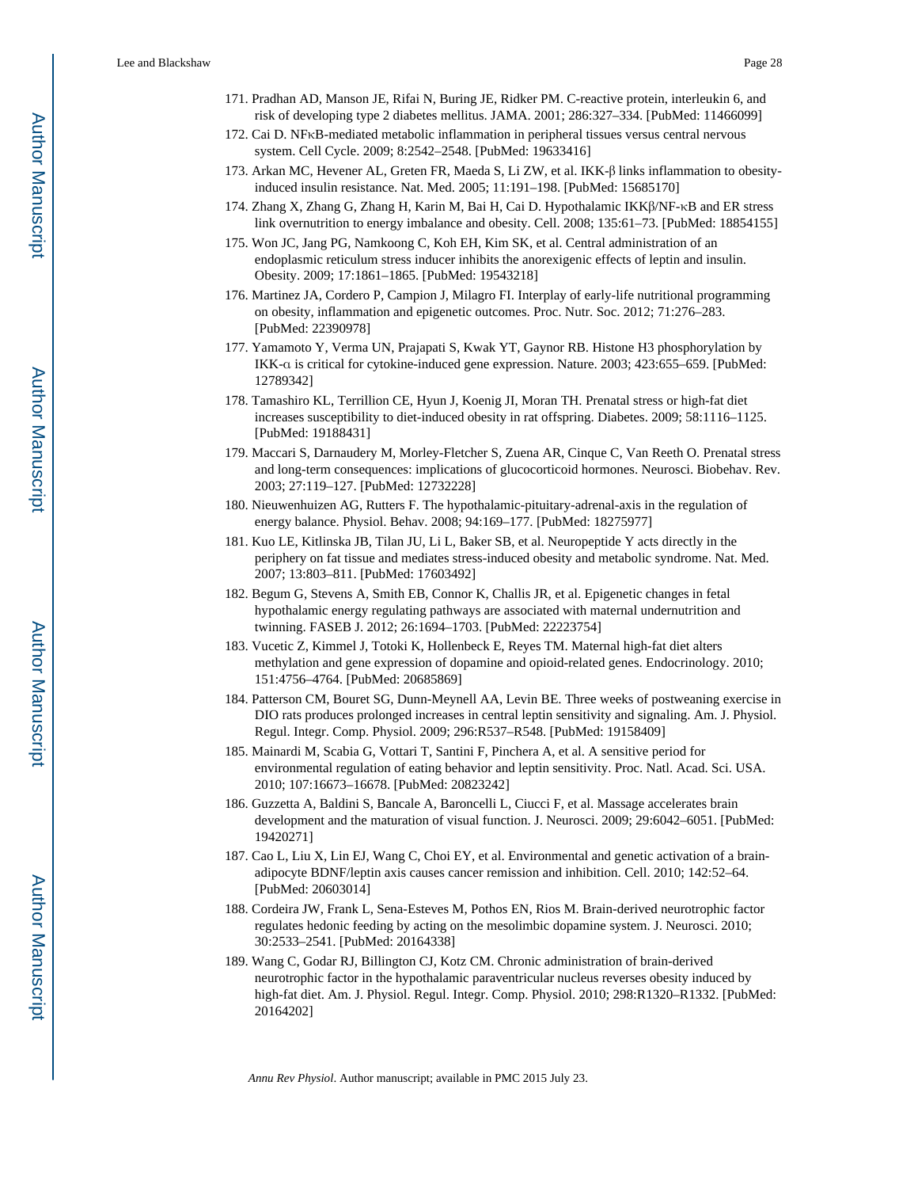171. Pradhan AD, Manson JE, Rifai N, Buring JE, Ridker PM. C-reactive protein, interleukin 6, and risk of developing type 2 diabetes mellitus. JAMA. 2001; 286:327–334. [PubMed: 11466099]
172. Cai D. NFκB-mediated metabolic inflammation in peripheral tissues versus central nervous system. Cell Cycle. 2009; 8:2542–2548. [PubMed: 19633416]
173. Arkan MC, Hevener AL, Greten FR, Maeda S, Li ZW, et al. IKK-β links inflammation to obesity-induced insulin resistance. Nat. Med. 2005; 11:191–198. [PubMed: 15685170]
174. Zhang X, Zhang G, Zhang H, Karin M, Bai H, Cai D. Hypothalamic IKKβ/NF-κB and ER stress link overnutrition to energy imbalance and obesity. Cell. 2008; 135:61–73. [PubMed: 18854155]
175. Won JC, Jang PG, Namkoong C, Koh EH, Kim SK, et al. Central administration of an endoplasmic reticulum stress inducer inhibits the anorexigenic effects of leptin and insulin. Obesity. 2009; 17:1861–1865. [PubMed: 19543218]
176. Martinez JA, Cordero P, Campion J, Milagro FI. Interplay of early-life nutritional programming on obesity, inflammation and epigenetic outcomes. Proc. Nutr. Soc. 2012; 71:276–283. [PubMed: 22390978]
177. Yamamoto Y, Verma UN, Prajapati S, Kwak YT, Gaynor RB. Histone H3 phosphorylation by IKK-α is critical for cytokine-induced gene expression. Nature. 2003; 423:655–659. [PubMed: 12789342]
178. Tamashiro KL, Terrillion CE, Hyun J, Koenig JI, Moran TH. Prenatal stress or high-fat diet increases susceptibility to diet-induced obesity in rat offspring. Diabetes. 2009; 58:1116–1125. [PubMed: 19188431]
179. Maccari S, Darnaudery M, Morley-Fletcher S, Zuena AR, Cinque C, Van Reeth O. Prenatal stress and long-term consequences: implications of glucocorticoid hormones. Neurosci. Biobehav. Rev. 2003; 27:119–127. [PubMed: 12732228]
180. Nieuwenhuizen AG, Rutters F. The hypothalamic-pituitary-adrenal-axis in the regulation of energy balance. Physiol. Behav. 2008; 94:169–177. [PubMed: 18275977]
181. Kuo LE, Kitlinska JB, Tilan JU, Li L, Baker SB, et al. Neuropeptide Y acts directly in the periphery on fat tissue and mediates stress-induced obesity and metabolic syndrome. Nat. Med. 2007; 13:803–811. [PubMed: 17603492]
182. Begum G, Stevens A, Smith EB, Connor K, Challis JR, et al. Epigenetic changes in fetal hypothalamic energy regulating pathways are associated with maternal undernutrition and twinning. FASEB J. 2012; 26:1694–1703. [PubMed: 22223754]
183. Vucetic Z, Kimmel J, Totoki K, Hollenbeck E, Reyes TM. Maternal high-fat diet alters methylation and gene expression of dopamine and opioid-related genes. Endocrinology. 2010; 151:4756–4764. [PubMed: 20685869]
184. Patterson CM, Bouret SG, Dunn-Meynell AA, Levin BE. Three weeks of postweaning exercise in DIO rats produces prolonged increases in central leptin sensitivity and signaling. Am. J. Physiol. Regul. Integr. Comp. Physiol. 2009; 296:R537–R548. [PubMed: 19158409]
185. Mainardi M, Scabia G, Vottari T, Santini F, Pinchera A, et al. A sensitive period for environmental regulation of eating behavior and leptin sensitivity. Proc. Natl. Acad. Sci. USA. 2010; 107:16673–16678. [PubMed: 20823242]
186. Guzzetta A, Baldini S, Bancale A, Baroncelli L, Ciucci F, et al. Massage accelerates brain development and the maturation of visual function. J. Neurosci. 2009; 29:6042–6051. [PubMed: 19420271]
187. Cao L, Liu X, Lin EJ, Wang C, Choi EY, et al. Environmental and genetic activation of a brain-adipocyte BDNF/leptin axis causes cancer remission and inhibition. Cell. 2010; 142:52–64. [PubMed: 20603014]
188. Cordeira JW, Frank L, Sena-Esteves M, Pothos EN, Rios M. Brain-derived neurotrophic factor regulates hedonic feeding by acting on the mesolimbic dopamine system. J. Neurosci. 2010; 30:2533–2541. [PubMed: 20164338]
189. Wang C, Godar RJ, Billington CJ, Kotz CM. Chronic administration of brain-derived neurotrophic factor in the hypothalamic paraventricular nucleus reverses obesity induced by high-fat diet. Am. J. Physiol. Regul. Integr. Comp. Physiol. 2010; 298:R1320–R1332. [PubMed: 20164202]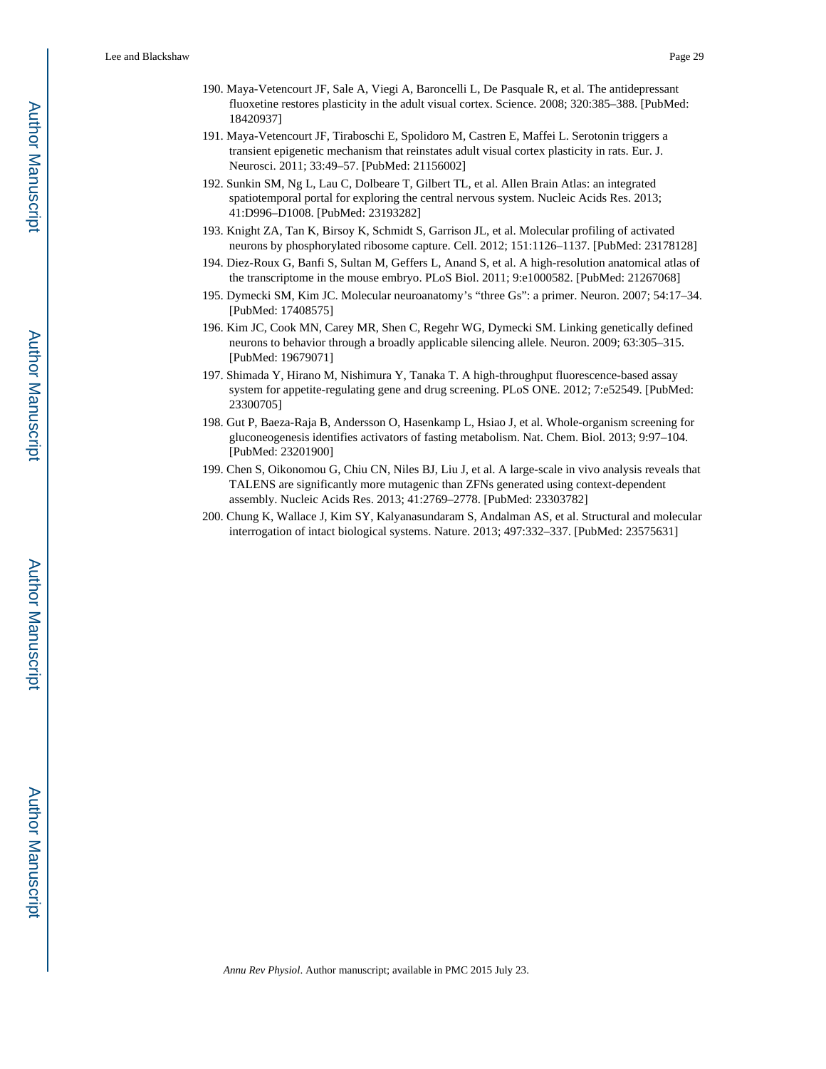190. Maya-Vetencourt JF, Sale A, Viegi A, Baroncelli L, De Pasquale R, et al. The antidepressant fluoxetine restores plasticity in the adult visual cortex. Science. 2008; 320:385–388. [PubMed: 18420937]
191. Maya-Vetencourt JF, Tiraboschi E, Spolidoro M, Castren E, Maffei L. Serotonin triggers a transient epigenetic mechanism that reinstates adult visual cortex plasticity in rats. Eur. J. Neurosci. 2011; 33:49–57. [PubMed: 21156002]
192. Sunkin SM, Ng L, Lau C, Dolbeare T, Gilbert TL, et al. Allen Brain Atlas: an integrated spatiotemporal portal for exploring the central nervous system. Nucleic Acids Res. 2013; 41:D996–D1008. [PubMed: 23193282]
193. Knight ZA, Tan K, Birsoy K, Schmidt S, Garrison JL, et al. Molecular profiling of activated neurons by phosphorylated ribosome capture. Cell. 2012; 151:1126–1137. [PubMed: 23178128]
194. Diez-Roux G, Banfi S, Sultan M, Geffers L, Anand S, et al. A high-resolution anatomical atlas of the transcriptome in the mouse embryo. PLoS Biol. 2011; 9:e1000582. [PubMed: 21267068]
195. Dymecki SM, Kim JC. Molecular neuroanatomy's "three Gs": a primer. Neuron. 2007; 54:17–34. [PubMed: 17408575]
196. Kim JC, Cook MN, Carey MR, Shen C, Regehr WG, Dymecki SM. Linking genetically defined neurons to behavior through a broadly applicable silencing allele. Neuron. 2009; 63:305–315. [PubMed: 19679071]
197. Shimada Y, Hirano M, Nishimura Y, Tanaka T. A high-throughput fluorescence-based assay system for appetite-regulating gene and drug screening. PLoS ONE. 2012; 7:e52549. [PubMed: 23300705]
198. Gut P, Baeza-Raja B, Andersson O, Hasenkamp L, Hsiao J, et al. Whole-organism screening for gluconeogenesis identifies activators of fasting metabolism. Nat. Chem. Biol. 2013; 9:97–104. [PubMed: 23201900]
199. Chen S, Oikonomou G, Chiu CN, Niles BJ, Liu J, et al. A large-scale in vivo analysis reveals that TALENS are significantly more mutagenic than ZFNs generated using context-dependent assembly. Nucleic Acids Res. 2013; 41:2769–2778. [PubMed: 23303782]
200. Chung K, Wallace J, Kim SY, Kalyanasundaram S, Andalman AS, et al. Structural and molecular interrogation of intact biological systems. Nature. 2013; 497:332–337. [PubMed: 23575631]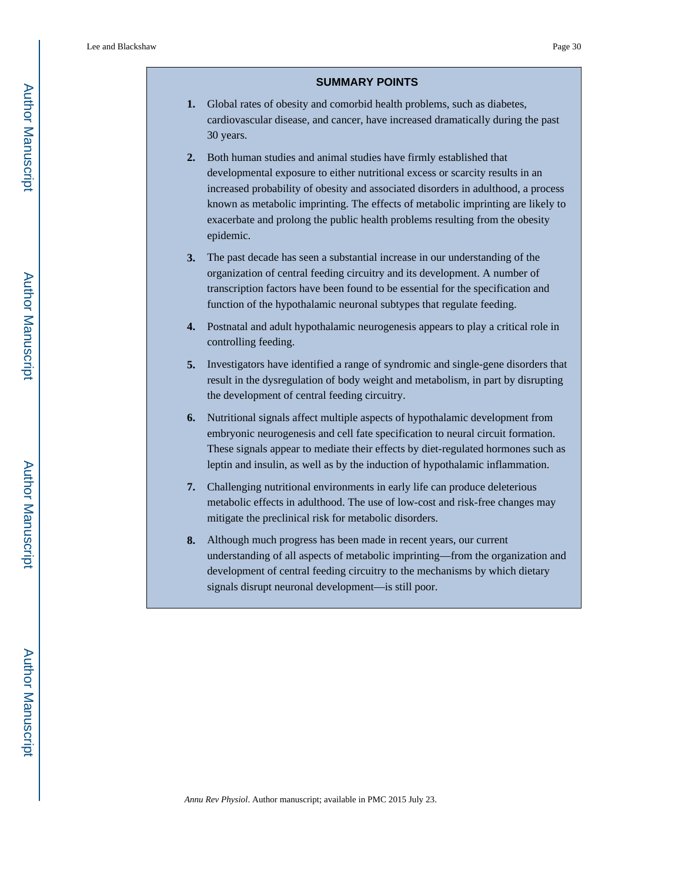## SUMMARY POINTS

1. Global rates of obesity and comorbid health problems, such as diabetes, cardiovascular disease, and cancer, have increased dramatically during the past 30 years.

2. Both human studies and animal studies have firmly established that developmental exposure to either nutritional excess or scarcity results in an increased probability of obesity and associated disorders in adulthood, a process known as metabolic imprinting. The effects of metabolic imprinting are likely to exacerbate and prolong the public health problems resulting from the obesity epidemic.

3. The past decade has seen a substantial increase in our understanding of the organization of central feeding circuitry and its development. A number of transcription factors have been found to be essential for the specification and function of the hypothalamic neuronal subtypes that regulate feeding.

4. Postnatal and adult hypothalamic neurogenesis appears to play a critical role in controlling feeding.

5. Investigators have identified a range of syndromic and single-gene disorders that result in the dysregulation of body weight and metabolism, in part by disrupting the development of central feeding circuitry.

6. Nutritional signals affect multiple aspects of hypothalamic development from embryonic neurogenesis and cell fate specification to neural circuit formation. These signals appear to mediate their effects by diet-regulated hormones such as leptin and insulin, as well as by the induction of hypothalamic inflammation.

7. Challenging nutritional environments in early life can produce deleterious metabolic effects in adulthood. The use of low-cost and risk-free changes may mitigate the preclinical risk for metabolic disorders.

8. Although much progress has been made in recent years, our current understanding of all aspects of metabolic imprinting—from the organization and development of central feeding circuitry to the mechanisms by which dietary signals disrupt neuronal development—is still poor.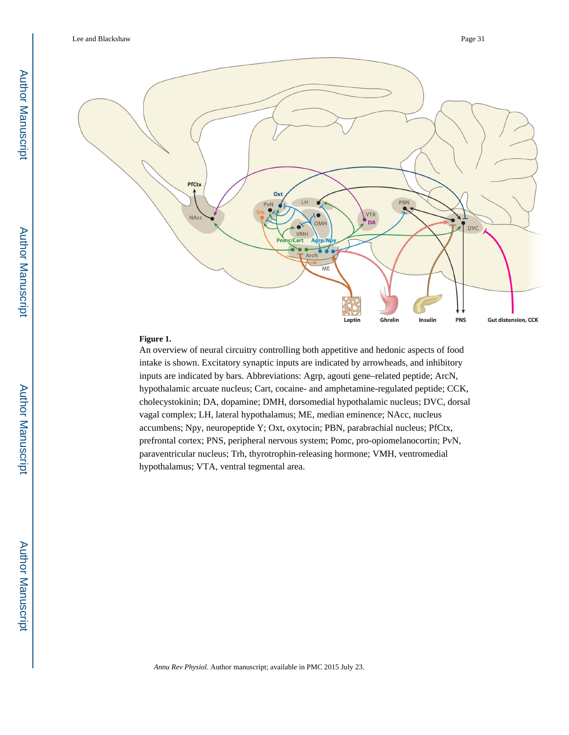**Figure 1.**

An overview of neural circuitry controlling both appetitive and hedonic aspects of food intake is shown. Excitatory synaptic inputs are indicated by arrowheads, and inhibitory inputs are indicated by bars. Abbreviations: Agrp, agouti gene–related peptide; ArcN, hypothalamic arcuate nucleus; Cart, cocaine- and amphetamine-regulated peptide; CCK, cholecystokinin; DA, dopamine; DMH, dorsomedial hypothalamic nucleus; DVC, dorsal vagal complex; LH, lateral hypothalamus; ME, median eminence; NAcc, nucleus accumbens; Npy, neuropeptide Y; Oxt, oxytocin; PBN, parabrachial nucleus; PfCtx, prefrontal cortex; PNS, peripheral nervous system; Pomc, pro-opiomelanocortin; PvN, paraventricular nucleus; Trh, thyrotrophin-releasing hormone; VMH, ventromedial hypothalamus; VTA, ventral tegmental area.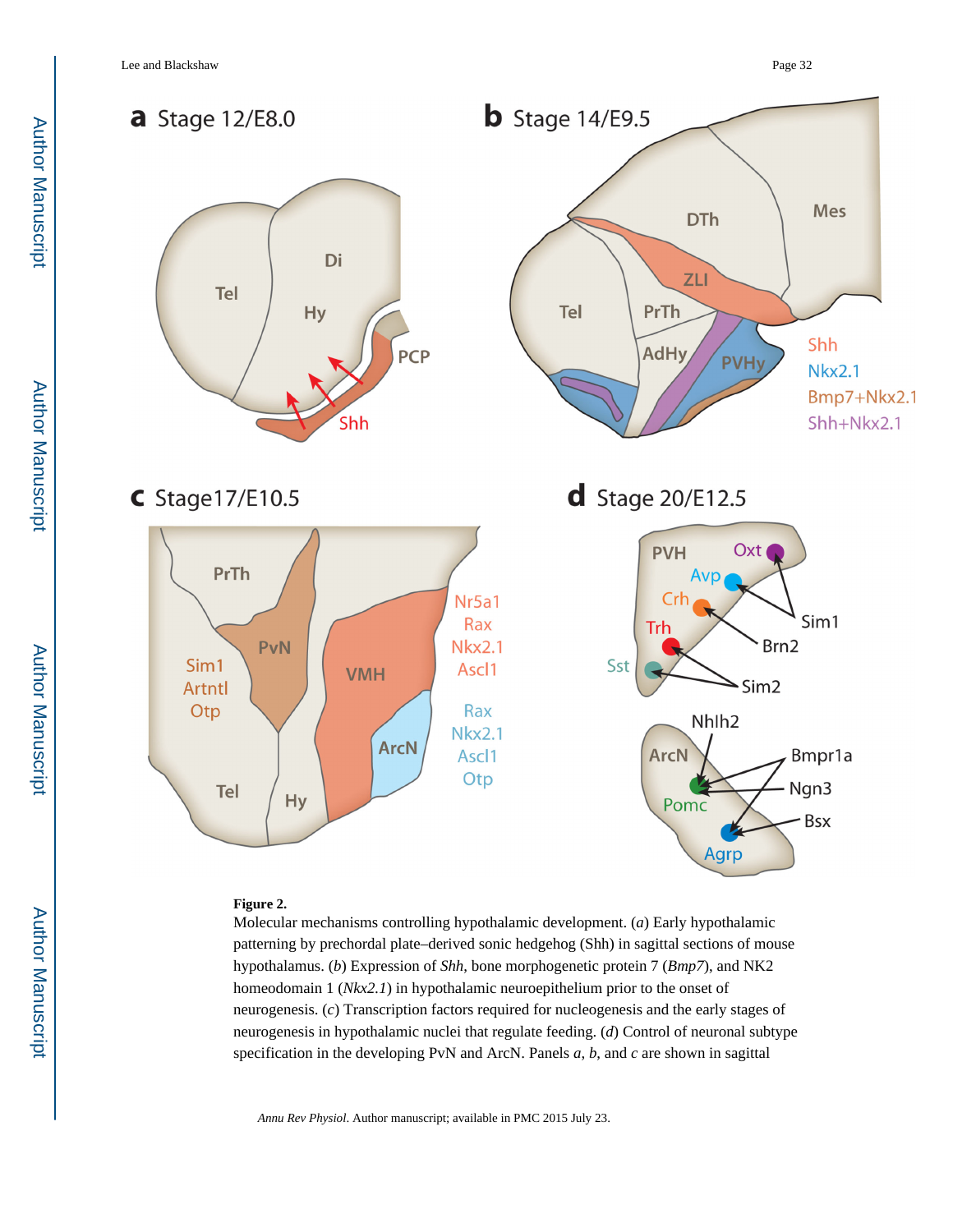a Stage 12/E8.0

Tel
Di
Hy
PCP
Shh

b Stage 14/E9.5

DTh
Mes
ZLI
Tel
PrTh
AdHy
PVHy
Shh
Nkx2.1
Bmp7+Nkx2.1
Shh+Nkx2.1

c Stage17/E10.5

PrTh
PvN
Sim1
Artntl
Otp
VMH
ArcN
Tel
Hy
Nr5a1
Rax
Nkx2.1
Ascl1
Rax
Nkx2.1
Ascl1
Otp

d Stage 20/E12.5

PVH
Oxt
Avp
Crh
Trh
Sst
Sim1
Brn2
Sim2
Nhlh2
ArcN
Bmpr1a
Ngn3
Pomc
Bsx
Agrp

**Figure 2.**

Molecular mechanisms controlling hypothalamic development. (*a*) Early hypothalamic patterning by prechordal plate–derived sonic hedgehog (Shh) in sagittal sections of mouse hypothalamus. (*b*) Expression of *Shh*, bone morphogenetic protein 7 (*Bmp7*), and NK2 homeodomain 1 (*Nkx2.1*) in hypothalamic neuroepithelium prior to the onset of neurogenesis. (*c*) Transcription factors required for nucleogenesis and the early stages of neurogenesis in hypothalamic nuclei that regulate feeding. (*d*) Control of neuronal subtype specification in the developing PvN and ArcN. Panels *a*, *b*, and *c* are shown in sagittal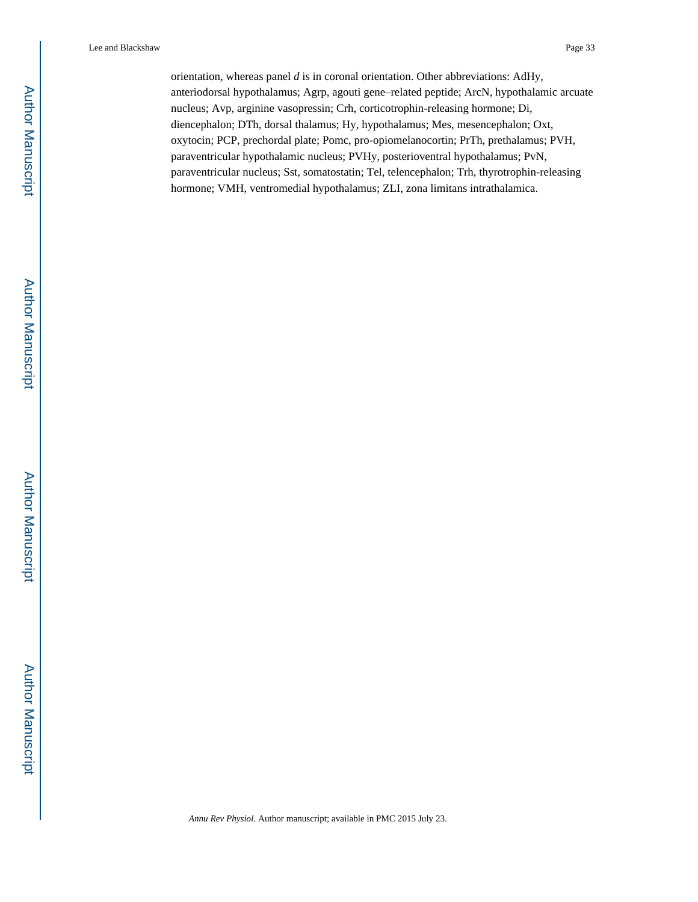orientation, whereas panel *d* is in coronal orientation. Other abbreviations: AdHy, anteriodorsal hypothalamus; Agrp, agouti gene–related peptide; ArcN, hypothalamic arcuate nucleus; Avp, arginine vasopressin; Crh, corticotrophin-releasing hormone; Di, diencephalon; DTh, dorsal thalamus; Hy, hypothalamus; Mes, mesencephalon; Oxt, oxytocin; PCP, prechordal plate; Pomc, pro-opiomelanocortin; PrTh, prethalamus; PVH, paraventricular hypothalamic nucleus; PVHy, posterioventral hypothalamus; PvN, paraventricular nucleus; Sst, somatostatin; Tel, telencephalon; Trh, thyrotrophin-releasing hormone; VMH, ventromedial hypothalamus; ZLI, zona limitans intrathalamica.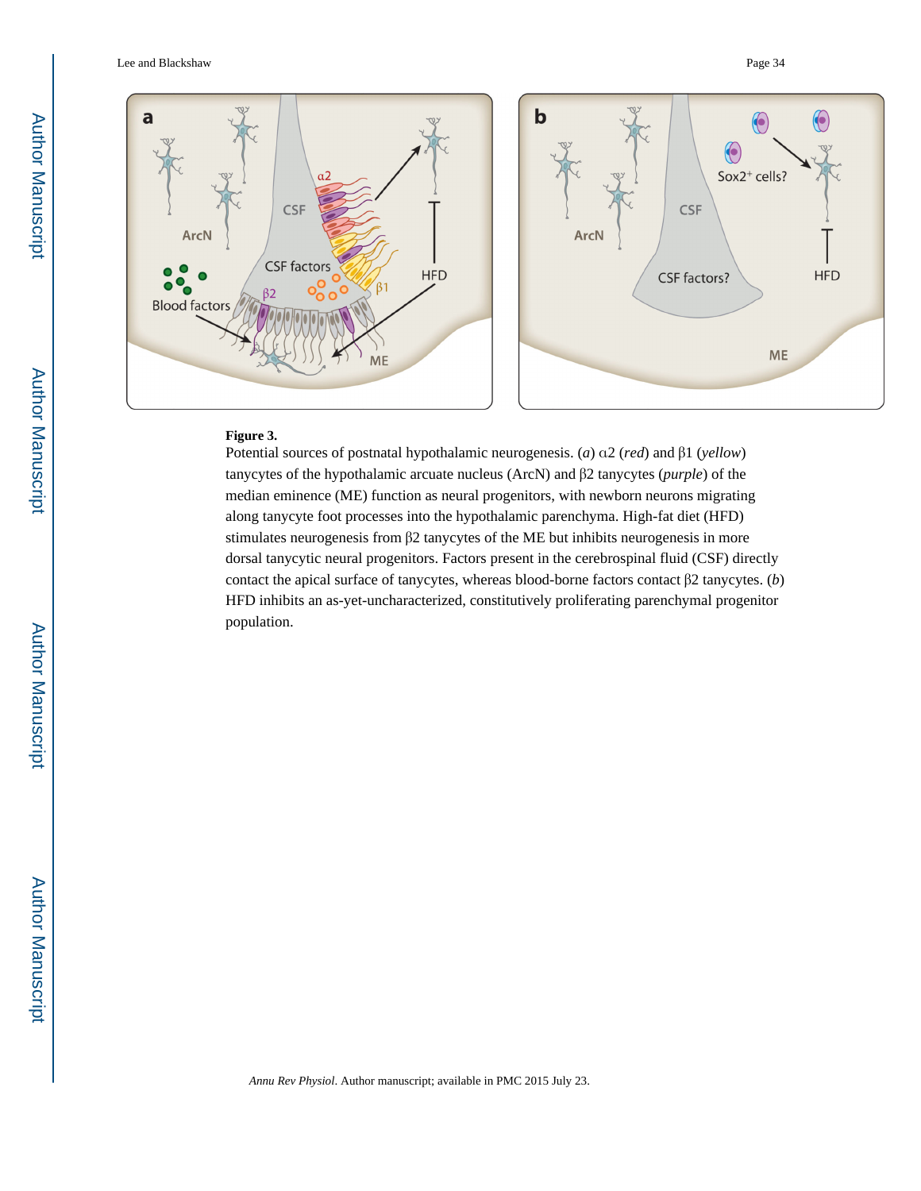a

CSF

ArcN

α2

CSF factors

β1

HFD

β2

Blood factors

ME

b

Sox2⁺ cells?

CSF

ArcN

CSF factors?

HFD

ME

**Figure 3.**

Potential sources of postnatal hypothalamic neurogenesis. (*a*) α2 (*red*) and β1 (*yellow*) tanycytes of the hypothalamic arcuate nucleus (ArcN) and β2 tanycytes (*purple*) of the median eminence (ME) function as neural progenitors, with newborn neurons migrating along tanycyte foot processes into the hypothalamic parenchyma. High-fat diet (HFD) stimulates neurogenesis from β2 tanycytes of the ME but inhibits neurogenesis in more dorsal tanycytic neural progenitors. Factors present in the cerebrospinal fluid (CSF) directly contact the apical surface of tanycytes, whereas blood-borne factors contact β2 tanycytes. (*b*) HFD inhibits an as-yet-uncharacterized, constitutively proliferating parenchymal progenitor population.